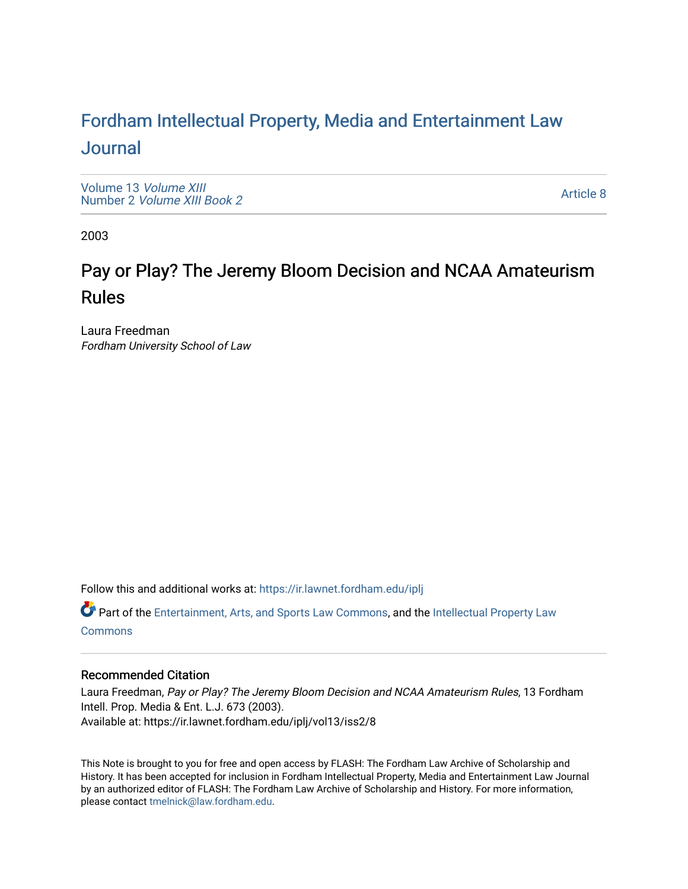# Fordham Intellectual Property, Media and Entertainment Law Journal

Volume 13 *Volume XIII*
Number 2 *Volume XIII Book 2*

Article 8

2003

## Pay or Play? The Jeremy Bloom Decision and NCAA Amateurism Rules

Laura Freedman
*Fordham University School of Law*

Follow this and additional works at: https://ir.lawnet.fordham.edu/iplj

Part of the Entertainment, Arts, and Sports Law Commons, and the Intellectual Property Law Commons

### Recommended Citation

Laura Freedman, *Pay or Play? The Jeremy Bloom Decision and NCAA Amateurism Rules*, 13 Fordham Intell. Prop. Media & Ent. L.J. 673 (2003).
Available at: https://ir.lawnet.fordham.edu/iplj/vol13/iss2/8

This Note is brought to you for free and open access by FLASH: The Fordham Law Archive of Scholarship and History. It has been accepted for inclusion in Fordham Intellectual Property, Media and Entertainment Law Journal by an authorized editor of FLASH: The Fordham Law Archive of Scholarship and History. For more information, please contact tmelnick@law.fordham.edu.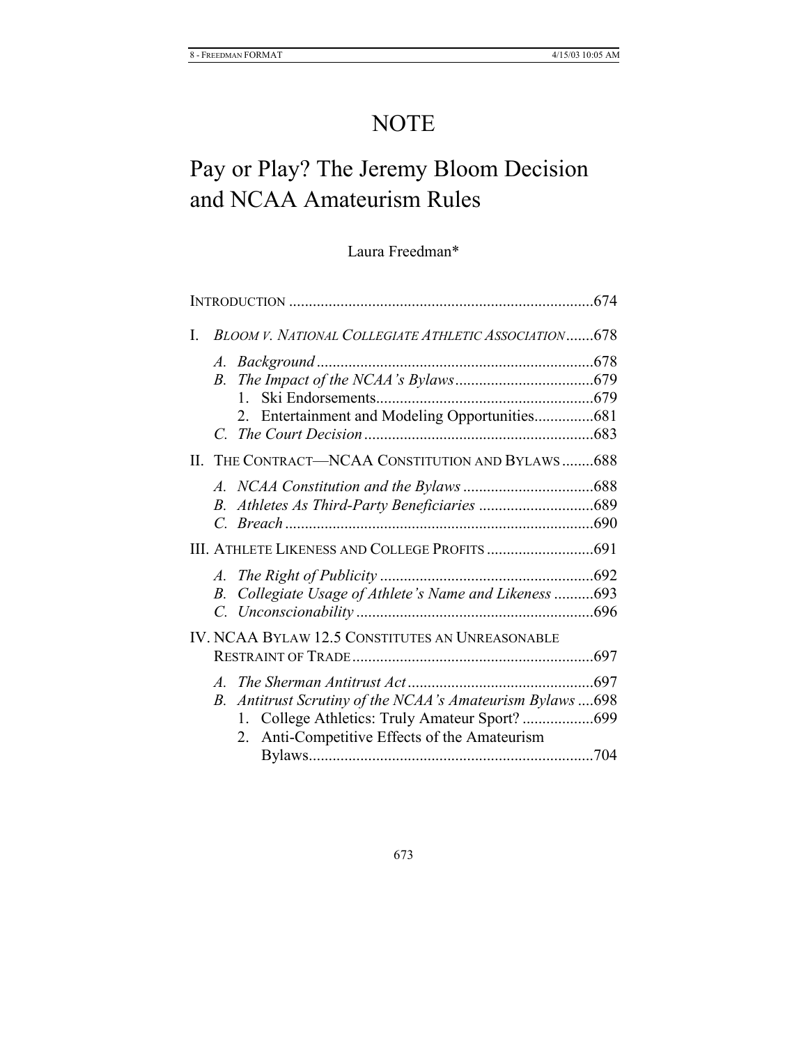# NOTE

# Pay or Play? The Jeremy Bloom Decision and NCAA Amateurism Rules

Laura Freedman*

INTRODUCTION ............................................................................674

I. *BLOOM V. NATIONAL COLLEGIATE ATHLETIC ASSOCIATION*.......678
   - *A. Background*.....................................................................678
   - *B. The Impact of the NCAA's Bylaws*..................................679
     1. Ski Endorsements......................................................679
     2. Entertainment and Modeling Opportunities...............681
   - *C. The Court Decision*..........................................................683

II. THE CONTRACT—NCAA CONSTITUTION AND BYLAWS ........688
   - *A. NCAA Constitution and the Bylaws*.................................688
   - *B. Athletes As Third-Party Beneficiaries* ............................689
   - *C. Breach*.............................................................................690

III. ATHLETE LIKENESS AND COLLEGE PROFITS ...........................691
   - *A. The Right of Publicity*.....................................................692
   - *B. Collegiate Usage of Athlete's Name and Likeness* ..........693
   - *C. Unconscionability*...........................................................696

IV. NCAA BYLAW 12.5 CONSTITUTES AN UNREASONABLE RESTRAINT OF TRADE............................................................697
   - *A. The Sherman Antitrust Act*..............................................697
   - *B. Antitrust Scrutiny of the NCAA's Amateurism Bylaws*....698
     1. College Athletics: Truly Amateur Sport? .................699
     2. Anti-Competitive Effects of the Amateurism Bylaws.......................................................................704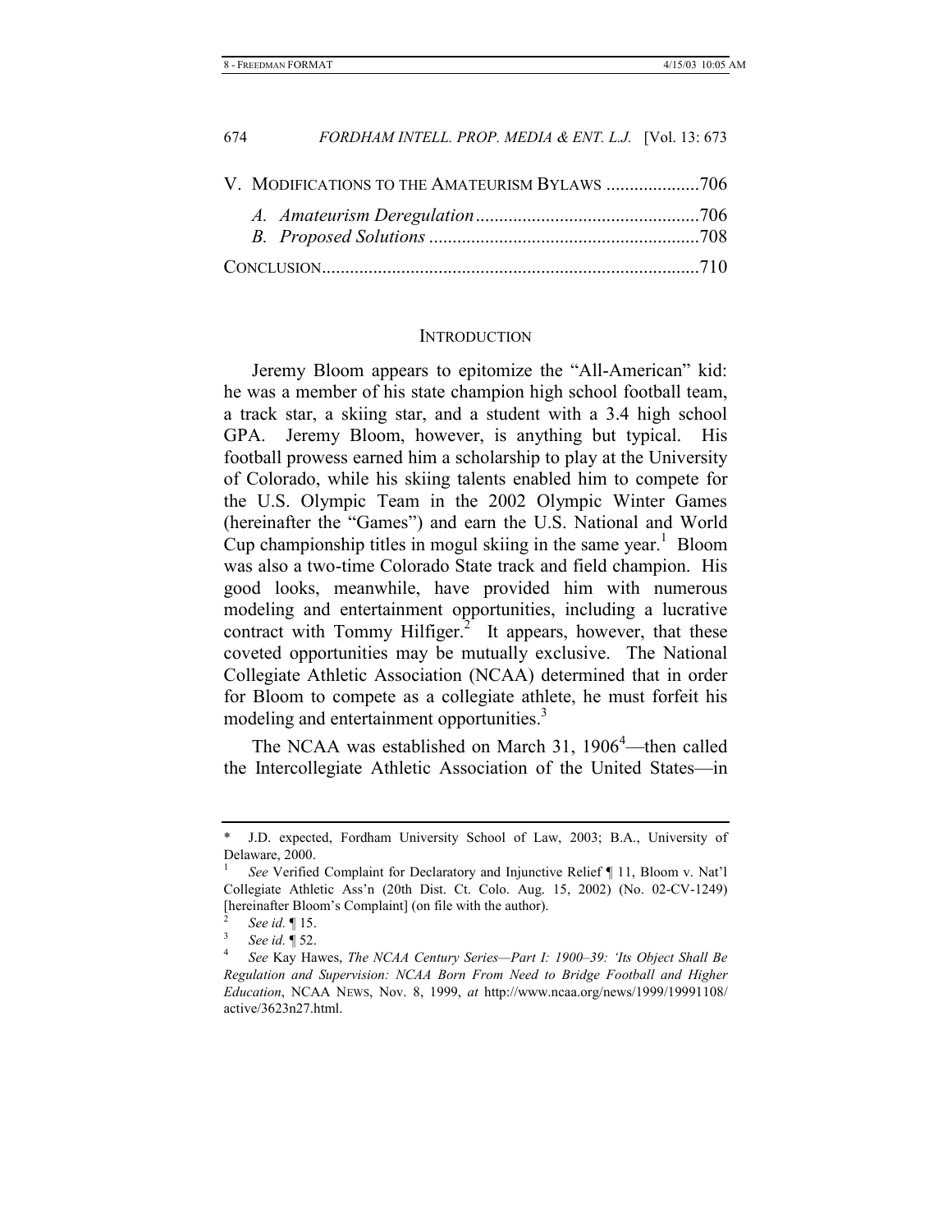V. MODIFICATIONS TO THE AMATEURISM BYLAWS ....................706

*A. Amateurism Deregulation* ................................................706

*B. Proposed Solutions* ..........................................................708

CONCLUSION.................................................................................710

## INTRODUCTION

Jeremy Bloom appears to epitomize the "All-American" kid: he was a member of his state champion high school football team, a track star, a skiing star, and a student with a 3.4 high school GPA. Jeremy Bloom, however, is anything but typical. His football prowess earned him a scholarship to play at the University of Colorado, while his skiing talents enabled him to compete for the U.S. Olympic Team in the 2002 Olympic Winter Games (hereinafter the "Games") and earn the U.S. National and World Cup championship titles in mogul skiing in the same year.[1] Bloom was also a two-time Colorado State track and field champion. His good looks, meanwhile, have provided him with numerous modeling and entertainment opportunities, including a lucrative contract with Tommy Hilfiger.[2] It appears, however, that these coveted opportunities may be mutually exclusive. The National Collegiate Athletic Association (NCAA) determined that in order for Bloom to compete as a collegiate athlete, he must forfeit his modeling and entertainment opportunities.[3]

The NCAA was established on March 31, 1906[4]—then called the Intercollegiate Athletic Association of the United States—in

---

\* J.D. expected, Fordham University School of Law, 2003; B.A., University of Delaware, 2000.

[1] *See* Verified Complaint for Declaratory and Injunctive Relief ¶ 11, Bloom v. Nat'l Collegiate Athletic Ass'n (20th Dist. Ct. Colo. Aug. 15, 2002) (No. 02-CV-1249) [hereinafter Bloom's Complaint] (on file with the author).

[2] *See id.* ¶ 15.

[3] *See id.* ¶ 52.

[4] *See* Kay Hawes, *The NCAA Century Series—Part I: 1900–39: 'Its Object Shall Be Regulation and Supervision: NCAA Born From Need to Bridge Football and Higher Education*, NCAA NEWS, Nov. 8, 1999, *at* http://www.ncaa.org/news/1999/19991108/active/3623n27.html.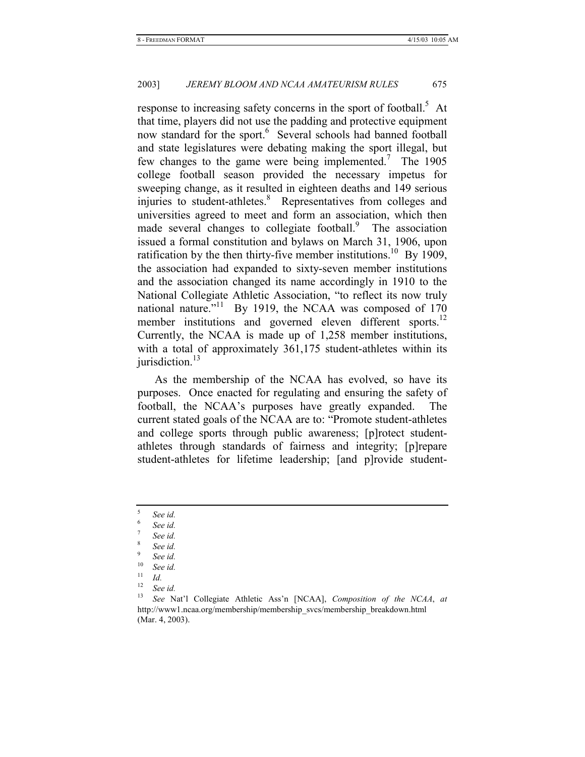response to increasing safety concerns in the sport of football.[5] At that time, players did not use the padding and protective equipment now standard for the sport.[6] Several schools had banned football and state legislatures were debating making the sport illegal, but few changes to the game were being implemented.[7] The 1905 college football season provided the necessary impetus for sweeping change, as it resulted in eighteen deaths and 149 serious injuries to student-athletes.[8] Representatives from colleges and universities agreed to meet and form an association, which then made several changes to collegiate football.[9] The association issued a formal constitution and bylaws on March 31, 1906, upon ratification by the then thirty-five member institutions.[10] By 1909, the association had expanded to sixty-seven member institutions and the association changed its name accordingly in 1910 to the National Collegiate Athletic Association, "to reflect its now truly national nature."[11] By 1919, the NCAA was composed of 170 member institutions and governed eleven different sports.[12] Currently, the NCAA is made up of 1,258 member institutions, with a total of approximately 361,175 student-athletes within its jurisdiction.[13]

As the membership of the NCAA has evolved, so have its purposes. Once enacted for regulating and ensuring the safety of football, the NCAA's purposes have greatly expanded. The current stated goals of the NCAA are to: "Promote student-athletes and college sports through public awareness; [p]rotect student-athletes through standards of fairness and integrity; [p]repare student-athletes for lifetime leadership; [and p]rovide student-

---

[5] *See id.*

[6] *See id.*

[7] *See id.*

[8] *See id.*

[9] *See id.*

[10] *See id.*

[11] *Id.*

[12] *See id.*

[13] *See* Nat'l Collegiate Athletic Ass'n [NCAA], *Composition of the NCAA*, *at* http://www1.ncaa.org/membership/membership_svcs/membership_breakdown.html (Mar. 4, 2003).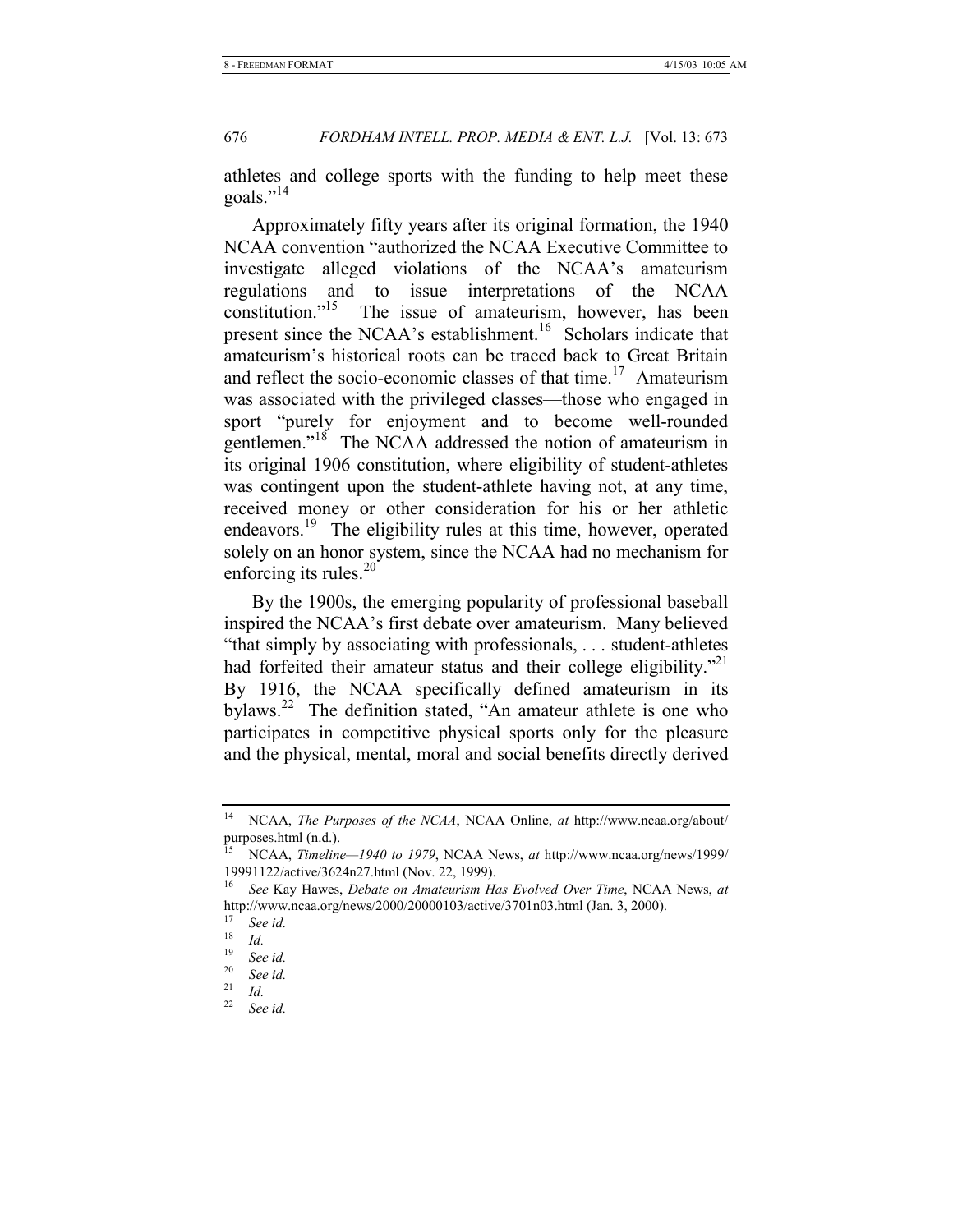athletes and college sports with the funding to help meet these goals."[14]

Approximately fifty years after its original formation, the 1940 NCAA convention "authorized the NCAA Executive Committee to investigate alleged violations of the NCAA's amateurism regulations and to issue interpretations of the NCAA constitution."[15] The issue of amateurism, however, has been present since the NCAA's establishment.[16] Scholars indicate that amateurism's historical roots can be traced back to Great Britain and reflect the socio-economic classes of that time.[17] Amateurism was associated with the privileged classes—those who engaged in sport "purely for enjoyment and to become well-rounded gentlemen."[18] The NCAA addressed the notion of amateurism in its original 1906 constitution, where eligibility of student-athletes was contingent upon the student-athlete having not, at any time, received money or other consideration for his or her athletic endeavors.[19] The eligibility rules at this time, however, operated solely on an honor system, since the NCAA had no mechanism for enforcing its rules.[20]

By the 1900s, the emerging popularity of professional baseball inspired the NCAA's first debate over amateurism. Many believed "that simply by associating with professionals, . . . student-athletes had forfeited their amateur status and their college eligibility."[21] By 1916, the NCAA specifically defined amateurism in its bylaws.[22] The definition stated, "An amateur athlete is one who participates in competitive physical sports only for the pleasure and the physical, mental, moral and social benefits directly derived

---

[14] NCAA, *The Purposes of the NCAA*, NCAA Online, *at* http://www.ncaa.org/about/purposes.html (n.d.).

[15] NCAA, *Timeline—1940 to 1979*, NCAA News, *at* http://www.ncaa.org/news/1999/19991122/active/3624n27.html (Nov. 22, 1999).

[16] *See* Kay Hawes, *Debate on Amateurism Has Evolved Over Time*, NCAA News, *at* http://www.ncaa.org/news/2000/20000103/active/3701n03.html (Jan. 3, 2000).

[17] *See id.*

[18] *Id.*

[19] *See id.*

[20] *See id.*

[21] *Id.*

[22] *See id.*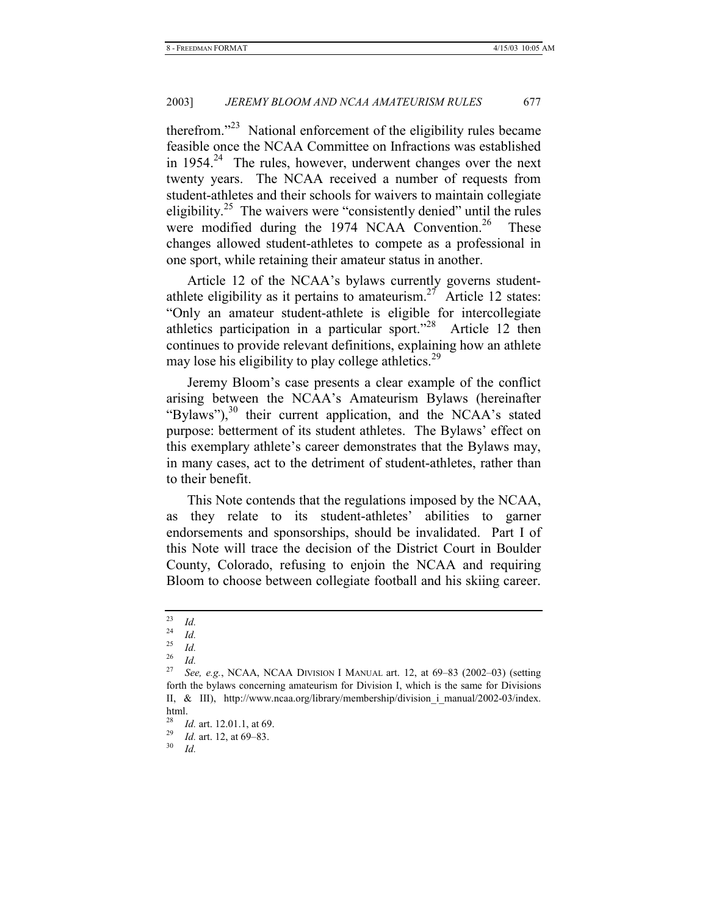therefrom."[23] National enforcement of the eligibility rules became feasible once the NCAA Committee on Infractions was established in 1954.[24] The rules, however, underwent changes over the next twenty years. The NCAA received a number of requests from student-athletes and their schools for waivers to maintain collegiate eligibility.[25] The waivers were "consistently denied" until the rules were modified during the 1974 NCAA Convention.[26] These changes allowed student-athletes to compete as a professional in one sport, while retaining their amateur status in another.

Article 12 of the NCAA's bylaws currently governs student-athlete eligibility as it pertains to amateurism.[27] Article 12 states: "Only an amateur student-athlete is eligible for intercollegiate athletics participation in a particular sport."[28] Article 12 then continues to provide relevant definitions, explaining how an athlete may lose his eligibility to play college athletics.[29]

Jeremy Bloom's case presents a clear example of the conflict arising between the NCAA's Amateurism Bylaws (hereinafter "Bylaws"),[30] their current application, and the NCAA's stated purpose: betterment of its student athletes. The Bylaws' effect on this exemplary athlete's career demonstrates that the Bylaws may, in many cases, act to the detriment of student-athletes, rather than to their benefit.

This Note contends that the regulations imposed by the NCAA, as they relate to its student-athletes' abilities to garner endorsements and sponsorships, should be invalidated. Part I of this Note will trace the decision of the District Court in Boulder County, Colorado, refusing to enjoin the NCAA and requiring Bloom to choose between collegiate football and his skiing career.

---

[23] *Id.*

[24] *Id.*

[25] *Id.*

[26] *Id.*

[27] *See, e.g.*, NCAA, NCAA DIVISION I MANUAL art. 12, at 69–83 (2002–03) (setting forth the bylaws concerning amateurism for Division I, which is the same for Divisions II, & III), http://www.ncaa.org/library/membership/division_i_manual/2002-03/index.html.

[28] *Id.* art. 12.01.1, at 69.

[29] *Id.* art. 12, at 69–83.

[30] *Id.*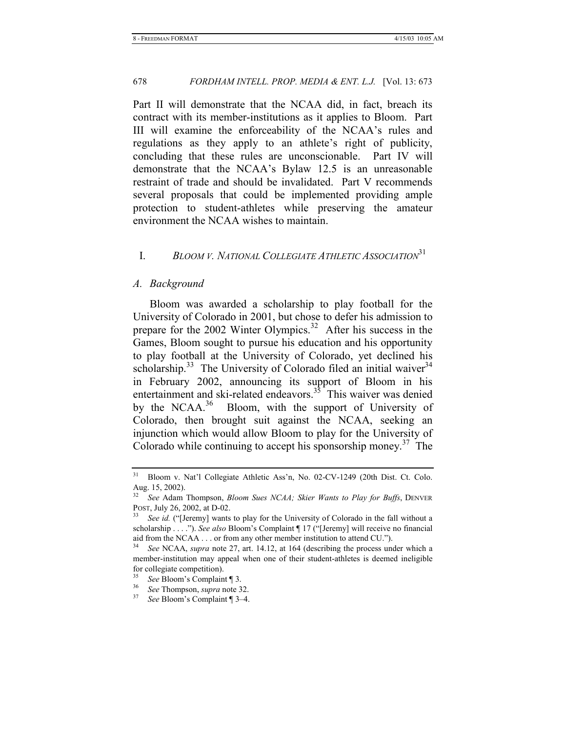Part II will demonstrate that the NCAA did, in fact, breach its contract with its member-institutions as it applies to Bloom. Part III will examine the enforceability of the NCAA's rules and regulations as they apply to an athlete's right of publicity, concluding that these rules are unconscionable. Part IV will demonstrate that the NCAA's Bylaw 12.5 is an unreasonable restraint of trade and should be invalidated. Part V recommends several proposals that could be implemented providing ample protection to student-athletes while preserving the amateur environment the NCAA wishes to maintain.

## I. *BLOOM V. NATIONAL COLLEGIATE ATHLETIC ASSOCIATION*[31]

### *A. Background*

Bloom was awarded a scholarship to play football for the University of Colorado in 2001, but chose to defer his admission to prepare for the 2002 Winter Olympics.[32] After his success in the Games, Bloom sought to pursue his education and his opportunity to play football at the University of Colorado, yet declined his scholarship.[33] The University of Colorado filed an initial waiver[34] in February 2002, announcing its support of Bloom in his entertainment and ski-related endeavors.[35] This waiver was denied by the NCAA.[36] Bloom, with the support of University of Colorado, then brought suit against the NCAA, seeking an injunction which would allow Bloom to play for the University of Colorado while continuing to accept his sponsorship money.[37] The

---

[31] Bloom v. Nat'l Collegiate Athletic Ass'n, No. 02-CV-1249 (20th Dist. Ct. Colo. Aug. 15, 2002).

[32] *See* Adam Thompson, *Bloom Sues NCAA; Skier Wants to Play for Buffs*, DENVER POST, July 26, 2002, at D-02.

[33] *See id.* ("[Jeremy] wants to play for the University of Colorado in the fall without a scholarship . . . ."). *See also* Bloom's Complaint ¶ 17 ("[Jeremy] will receive no financial aid from the NCAA . . . or from any other member institution to attend CU.").

[34] *See* NCAA, *supra* note 27, art. 14.12, at 164 (describing the process under which a member-institution may appeal when one of their student-athletes is deemed ineligible for collegiate competition).

[35] *See* Bloom's Complaint ¶ 3.

[36] *See* Thompson, *supra* note 32.

[37] *See* Bloom's Complaint ¶ 3–4.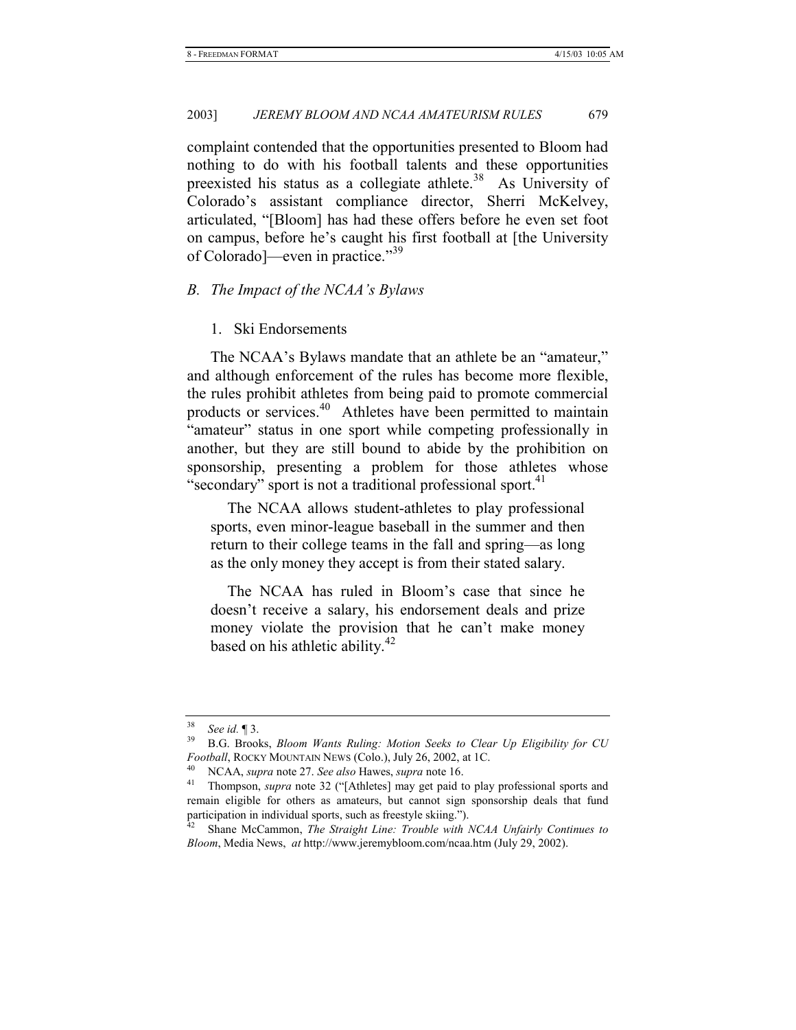complaint contended that the opportunities presented to Bloom had nothing to do with his football talents and these opportunities preexisted his status as a collegiate athlete.[38] As University of Colorado's assistant compliance director, Sherri McKelvey, articulated, "[Bloom] has had these offers before he even set foot on campus, before he's caught his first football at [the University of Colorado]—even in practice."[39]

### *B. The Impact of the NCAA's Bylaws*

#### 1. Ski Endorsements

The NCAA's Bylaws mandate that an athlete be an "amateur," and although enforcement of the rules has become more flexible, the rules prohibit athletes from being paid to promote commercial products or services.[40] Athletes have been permitted to maintain "amateur" status in one sport while competing professionally in another, but they are still bound to abide by the prohibition on sponsorship, presenting a problem for those athletes whose "secondary" sport is not a traditional professional sport.[41]

> The NCAA allows student-athletes to play professional sports, even minor-league baseball in the summer and then return to their college teams in the fall and spring—as long as the only money they accept is from their stated salary.
>
> The NCAA has ruled in Bloom's case that since he doesn't receive a salary, his endorsement deals and prize money violate the provision that he can't make money based on his athletic ability.[42]

---

[38] *See id.* ¶ 3.

[39] B.G. Brooks, *Bloom Wants Ruling: Motion Seeks to Clear Up Eligibility for CU Football*, ROCKY MOUNTAIN NEWS (Colo.), July 26, 2002, at 1C.

[40] NCAA, *supra* note 27. *See also* Hawes, *supra* note 16.

[41] Thompson, *supra* note 32 ("[Athletes] may get paid to play professional sports and remain eligible for others as amateurs, but cannot sign sponsorship deals that fund participation in individual sports, such as freestyle skiing.").

[42] Shane McCammon, *The Straight Line: Trouble with NCAA Unfairly Continues to Bloom*, Media News, *at* http://www.jeremybloom.com/ncaa.htm (July 29, 2002).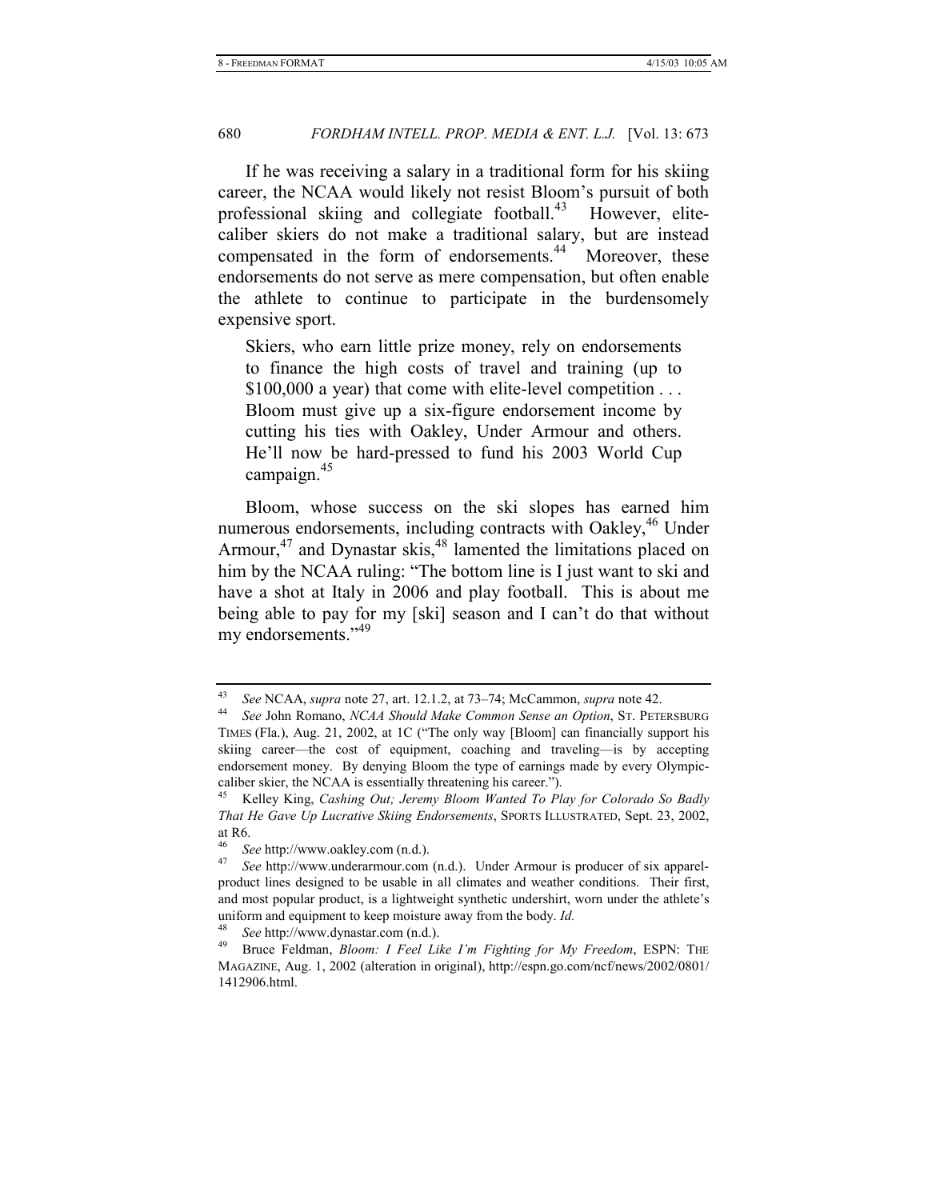If he was receiving a salary in a traditional form for his skiing career, the NCAA would likely not resist Bloom's pursuit of both professional skiing and collegiate football.[43] However, elite-caliber skiers do not make a traditional salary, but are instead compensated in the form of endorsements.[44] Moreover, these endorsements do not serve as mere compensation, but often enable the athlete to continue to participate in the burdensomely expensive sport.

> Skiers, who earn little prize money, rely on endorsements to finance the high costs of travel and training (up to $100,000 a year) that come with elite-level competition . . . Bloom must give up a six-figure endorsement income by cutting his ties with Oakley, Under Armour and others. He'll now be hard-pressed to fund his 2003 World Cup campaign.[45]

Bloom, whose success on the ski slopes has earned him numerous endorsements, including contracts with Oakley,[46] Under Armour,[47] and Dynastar skis,[48] lamented the limitations placed on him by the NCAA ruling: "The bottom line is I just want to ski and have a shot at Italy in 2006 and play football. This is about me being able to pay for my [ski] season and I can't do that without my endorsements."[49]

---

[43] *See* NCAA, *supra* note 27, art. 12.1.2, at 73–74; McCammon, *supra* note 42.

[44] *See* John Romano, *NCAA Should Make Common Sense an Option*, ST. PETERSBURG TIMES (Fla.), Aug. 21, 2002, at 1C ("The only way [Bloom] can financially support his skiing career—the cost of equipment, coaching and traveling—is by accepting endorsement money. By denying Bloom the type of earnings made by every Olympic-caliber skier, the NCAA is essentially threatening his career.").

[45] Kelley King, *Cashing Out; Jeremy Bloom Wanted To Play for Colorado So Badly That He Gave Up Lucrative Skiing Endorsements*, SPORTS ILLUSTRATED, Sept. 23, 2002, at R6.

[46] *See* http://www.oakley.com (n.d.).

[47] *See* http://www.underarmour.com (n.d.). Under Armour is producer of six apparel-product lines designed to be usable in all climates and weather conditions. Their first, and most popular product, is a lightweight synthetic undershirt, worn under the athlete's uniform and equipment to keep moisture away from the body. *Id.*

[48] *See* http://www.dynastar.com (n.d.).

[49] Bruce Feldman, *Bloom: I Feel Like I'm Fighting for My Freedom*, ESPN: THE MAGAZINE, Aug. 1, 2002 (alteration in original), http://espn.go.com/ncf/news/2002/0801/1412906.html.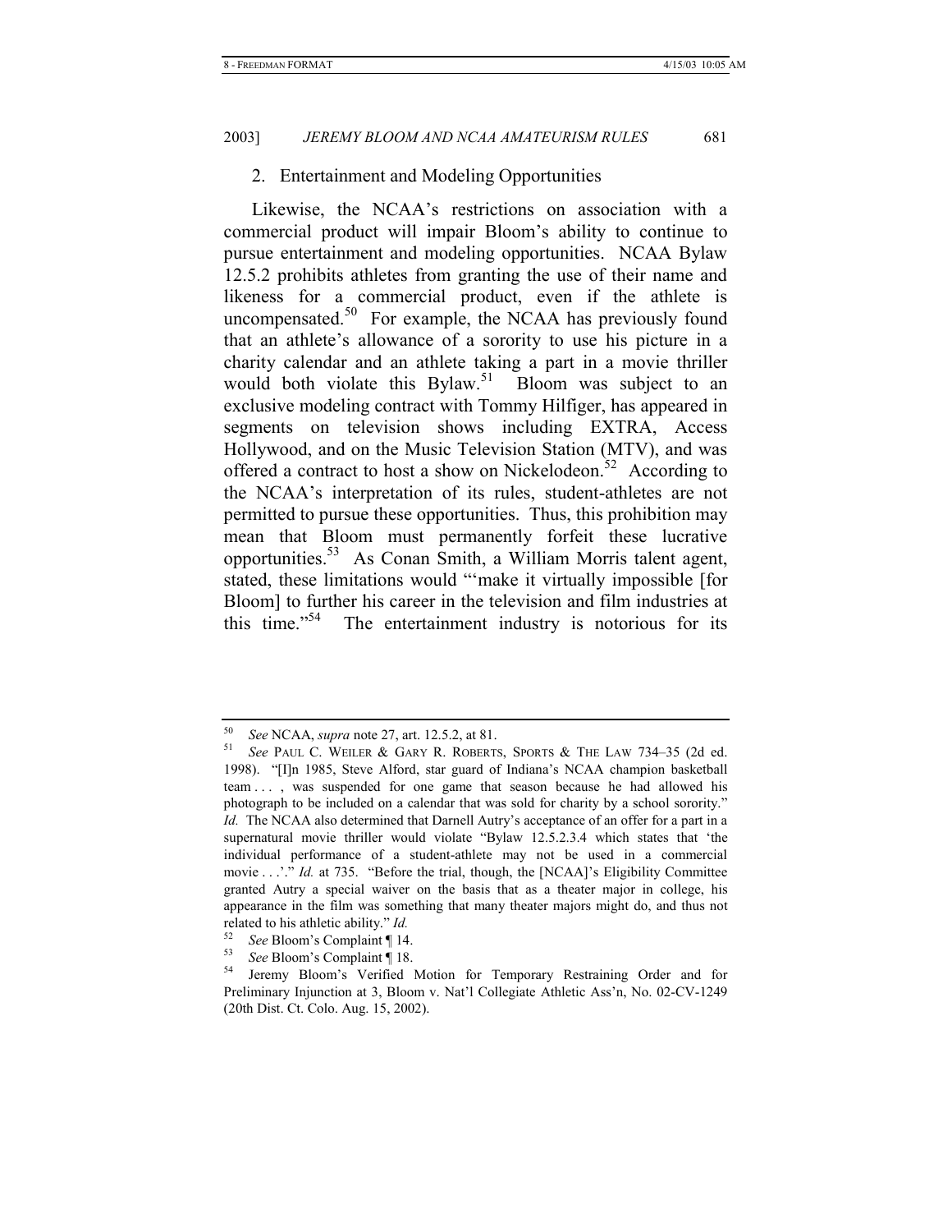### 2. Entertainment and Modeling Opportunities

Likewise, the NCAA's restrictions on association with a commercial product will impair Bloom's ability to continue to pursue entertainment and modeling opportunities. NCAA Bylaw 12.5.2 prohibits athletes from granting the use of their name and likeness for a commercial product, even if the athlete is uncompensated.[50] For example, the NCAA has previously found that an athlete's allowance of a sorority to use his picture in a charity calendar and an athlete taking a part in a movie thriller would both violate this Bylaw.[51] Bloom was subject to an exclusive modeling contract with Tommy Hilfiger, has appeared in segments on television shows including EXTRA, Access Hollywood, and on the Music Television Station (MTV), and was offered a contract to host a show on Nickelodeon.[52] According to the NCAA's interpretation of its rules, student-athletes are not permitted to pursue these opportunities. Thus, this prohibition may mean that Bloom must permanently forfeit these lucrative opportunities.[53] As Conan Smith, a William Morris talent agent, stated, these limitations would "'make it virtually impossible [for Bloom] to further his career in the television and film industries at this time."[54] The entertainment industry is notorious for its

---

[50] *See* NCAA, *supra* note 27, art. 12.5.2, at 81.

[51] *See* PAUL C. WEILER & GARY R. ROBERTS, SPORTS & THE LAW 734–35 (2d ed. 1998). "[I]n 1985, Steve Alford, star guard of Indiana's NCAA champion basketball team . . . , was suspended for one game that season because he had allowed his photograph to be included on a calendar that was sold for charity by a school sorority." *Id.* The NCAA also determined that Darnell Autry's acceptance of an offer for a part in a supernatural movie thriller would violate "Bylaw 12.5.2.3.4 which states that 'the individual performance of a student-athlete may not be used in a commercial movie . . .'." *Id.* at 735. "Before the trial, though, the [NCAA]'s Eligibility Committee granted Autry a special waiver on the basis that as a theater major in college, his appearance in the film was something that many theater majors might do, and thus not related to his athletic ability." *Id.*

[52] *See* Bloom's Complaint ¶ 14.

[53] *See* Bloom's Complaint ¶ 18.

[54] Jeremy Bloom's Verified Motion for Temporary Restraining Order and for Preliminary Injunction at 3, Bloom v. Nat'l Collegiate Athletic Ass'n, No. 02-CV-1249 (20th Dist. Ct. Colo. Aug. 15, 2002).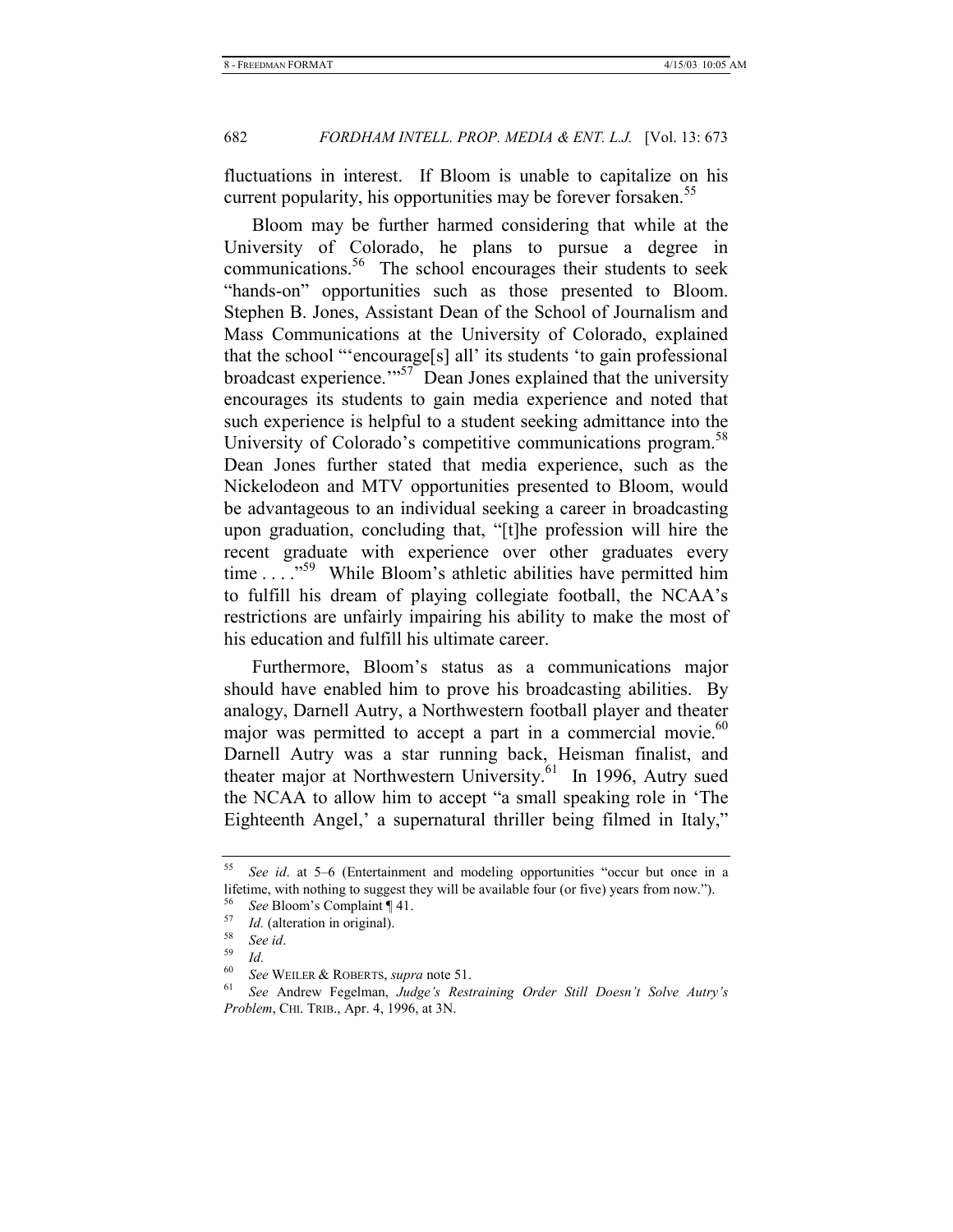fluctuations in interest. If Bloom is unable to capitalize on his current popularity, his opportunities may be forever forsaken.[55]

Bloom may be further harmed considering that while at the University of Colorado, he plans to pursue a degree in communications.[56] The school encourages their students to seek "hands-on" opportunities such as those presented to Bloom. Stephen B. Jones, Assistant Dean of the School of Journalism and Mass Communications at the University of Colorado, explained that the school "'encourage[s] all' its students 'to gain professional broadcast experience.'"[57] Dean Jones explained that the university encourages its students to gain media experience and noted that such experience is helpful to a student seeking admittance into the University of Colorado's competitive communications program.[58] Dean Jones further stated that media experience, such as the Nickelodeon and MTV opportunities presented to Bloom, would be advantageous to an individual seeking a career in broadcasting upon graduation, concluding that, "[t]he profession will hire the recent graduate with experience over other graduates every time . . . ."[59] While Bloom's athletic abilities have permitted him to fulfill his dream of playing collegiate football, the NCAA's restrictions are unfairly impairing his ability to make the most of his education and fulfill his ultimate career.

Furthermore, Bloom's status as a communications major should have enabled him to prove his broadcasting abilities. By analogy, Darnell Autry, a Northwestern football player and theater major was permitted to accept a part in a commercial movie.[60] Darnell Autry was a star running back, Heisman finalist, and theater major at Northwestern University.[61] In 1996, Autry sued the NCAA to allow him to accept "a small speaking role in 'The Eighteenth Angel,' a supernatural thriller being filmed in Italy,"

---

[55] *See id*. at 5–6 (Entertainment and modeling opportunities "occur but once in a lifetime, with nothing to suggest they will be available four (or five) years from now.").

[56] *See* Bloom's Complaint ¶ 41.

[57] *Id.* (alteration in original).

[58] *See id*.

[59] *Id.*

[60] *See* WEILER & ROBERTS, *supra* note 51.

[61] *See* Andrew Fegelman, *Judge's Restraining Order Still Doesn't Solve Autry's Problem*, CHI. TRIB., Apr. 4, 1996, at 3N.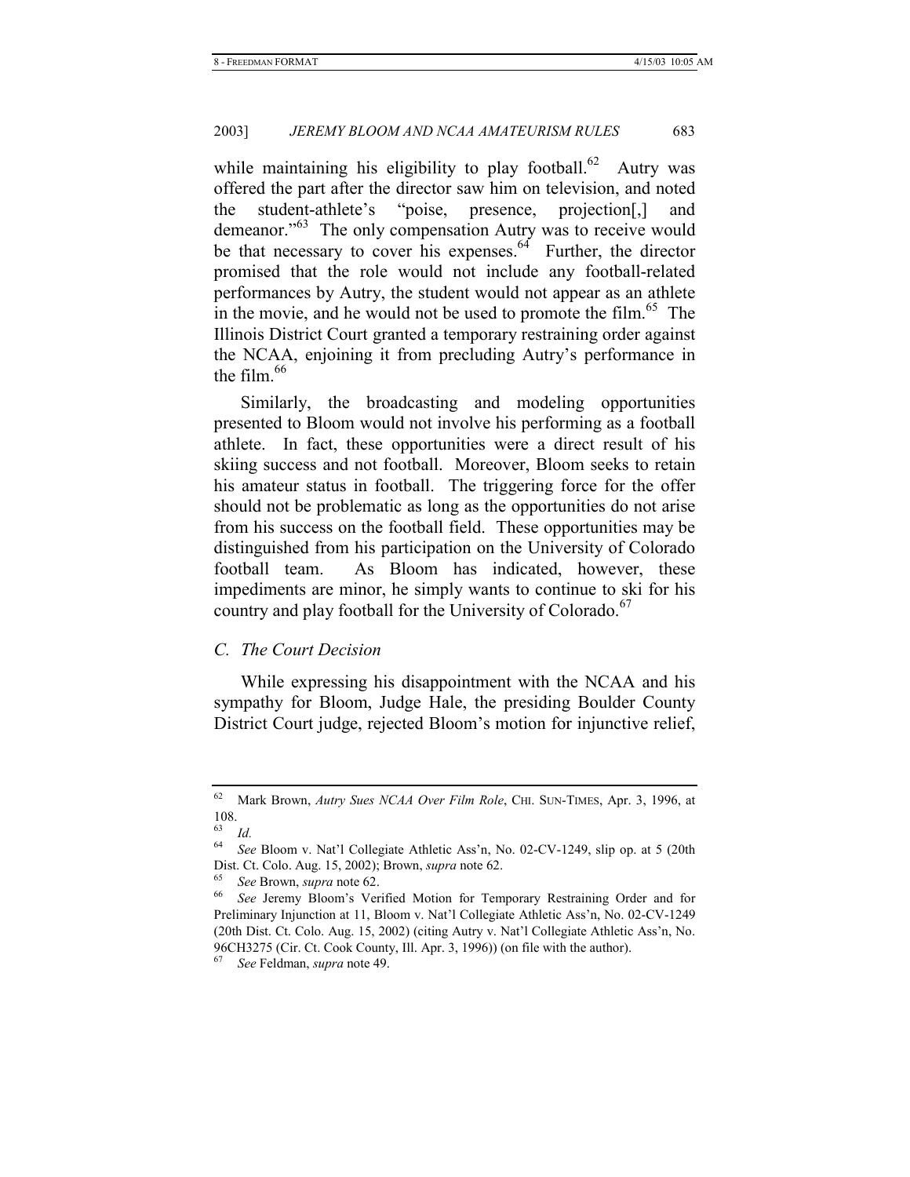while maintaining his eligibility to play football.[62] Autry was offered the part after the director saw him on television, and noted the student-athlete's "poise, presence, projection[,] and demeanor."[63] The only compensation Autry was to receive would be that necessary to cover his expenses.[64] Further, the director promised that the role would not include any football-related performances by Autry, the student would not appear as an athlete in the movie, and he would not be used to promote the film.[65] The Illinois District Court granted a temporary restraining order against the NCAA, enjoining it from precluding Autry's performance in the film.[66]

Similarly, the broadcasting and modeling opportunities presented to Bloom would not involve his performing as a football athlete. In fact, these opportunities were a direct result of his skiing success and not football. Moreover, Bloom seeks to retain his amateur status in football. The triggering force for the offer should not be problematic as long as the opportunities do not arise from his success on the football field. These opportunities may be distinguished from his participation on the University of Colorado football team. As Bloom has indicated, however, these impediments are minor, he simply wants to continue to ski for his country and play football for the University of Colorado.[67]

### *C. The Court Decision*

While expressing his disappointment with the NCAA and his sympathy for Bloom, Judge Hale, the presiding Boulder County District Court judge, rejected Bloom's motion for injunctive relief,

---

[62] Mark Brown, *Autry Sues NCAA Over Film Role*, CHI. SUN-TIMES, Apr. 3, 1996, at 108.

[63] *Id.*

[64] *See* Bloom v. Nat'l Collegiate Athletic Ass'n, No. 02-CV-1249, slip op. at 5 (20th Dist. Ct. Colo. Aug. 15, 2002); Brown, *supra* note 62.

[65] *See* Brown, *supra* note 62.

[66] *See* Jeremy Bloom's Verified Motion for Temporary Restraining Order and for Preliminary Injunction at 11, Bloom v. Nat'l Collegiate Athletic Ass'n, No. 02-CV-1249 (20th Dist. Ct. Colo. Aug. 15, 2002) (citing Autry v. Nat'l Collegiate Athletic Ass'n, No. 96CH3275 (Cir. Ct. Cook County, Ill. Apr. 3, 1996)) (on file with the author).

[67] *See* Feldman, *supra* note 49.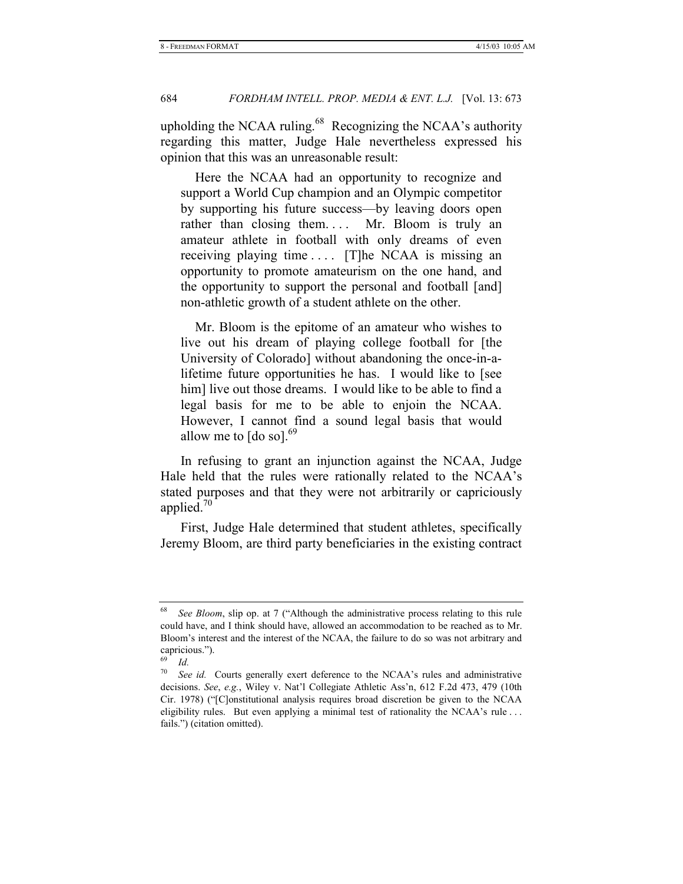upholding the NCAA ruling.[68] Recognizing the NCAA's authority regarding this matter, Judge Hale nevertheless expressed his opinion that this was an unreasonable result:

> Here the NCAA had an opportunity to recognize and support a World Cup champion and an Olympic competitor by supporting his future success—by leaving doors open rather than closing them. . . . Mr. Bloom is truly an amateur athlete in football with only dreams of even receiving playing time . . . . [T]he NCAA is missing an opportunity to promote amateurism on the one hand, and the opportunity to support the personal and football [and] non-athletic growth of a student athlete on the other.
>
> Mr. Bloom is the epitome of an amateur who wishes to live out his dream of playing college football for [the University of Colorado] without abandoning the once-in-a-lifetime future opportunities he has. I would like to [see him] live out those dreams. I would like to be able to find a legal basis for me to be able to enjoin the NCAA. However, I cannot find a sound legal basis that would allow me to [do so].[69]

In refusing to grant an injunction against the NCAA, Judge Hale held that the rules were rationally related to the NCAA's stated purposes and that they were not arbitrarily or capriciously applied.[70]

First, Judge Hale determined that student athletes, specifically Jeremy Bloom, are third party beneficiaries in the existing contract

---

[68] *See Bloom*, slip op. at 7 ("Although the administrative process relating to this rule could have, and I think should have, allowed an accommodation to be reached as to Mr. Bloom's interest and the interest of the NCAA, the failure to do so was not arbitrary and capricious.").

[69] *Id.*

[70] *See id.* Courts generally exert deference to the NCAA's rules and administrative decisions. *See*, *e.g.*, Wiley v. Nat'l Collegiate Athletic Ass'n, 612 F.2d 473, 479 (10th Cir. 1978) ("[C]onstitutional analysis requires broad discretion be given to the NCAA eligibility rules. But even applying a minimal test of rationality the NCAA's rule . . . fails.") (citation omitted).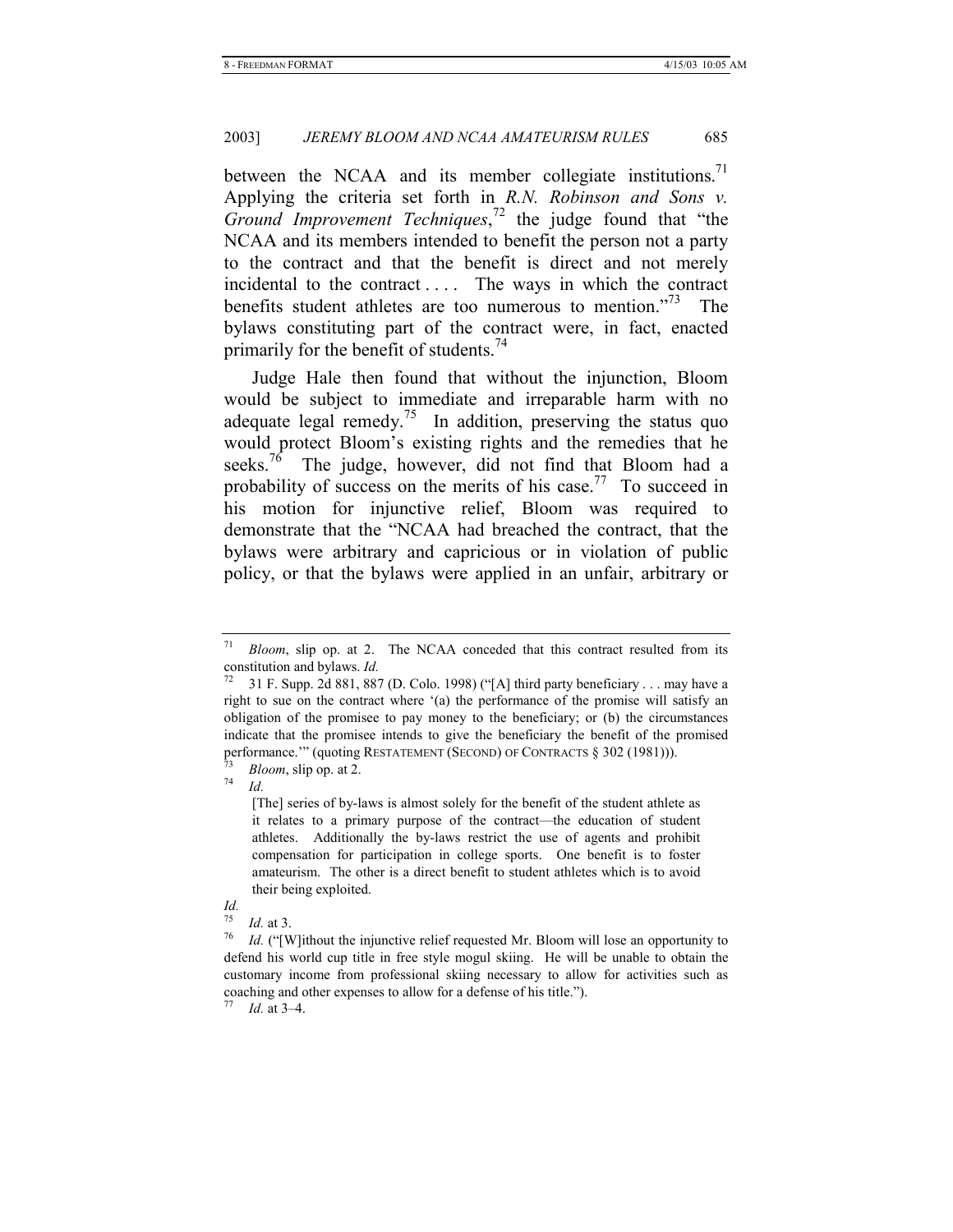between the NCAA and its member collegiate institutions.[71] Applying the criteria set forth in *R.N. Robinson and Sons v. Ground Improvement Techniques*,[72] the judge found that "the NCAA and its members intended to benefit the person not a party to the contract and that the benefit is direct and not merely incidental to the contract . . . . The ways in which the contract benefits student athletes are too numerous to mention."[73] The bylaws constituting part of the contract were, in fact, enacted primarily for the benefit of students.[74]

Judge Hale then found that without the injunction, Bloom would be subject to immediate and irreparable harm with no adequate legal remedy.[75] In addition, preserving the status quo would protect Bloom's existing rights and the remedies that he seeks.[76] The judge, however, did not find that Bloom had a probability of success on the merits of his case.[77] To succeed in his motion for injunctive relief, Bloom was required to demonstrate that the "NCAA had breached the contract, that the bylaws were arbitrary and capricious or in violation of public policy, or that the bylaws were applied in an unfair, arbitrary or

---

[71] *Bloom*, slip op. at 2. The NCAA conceded that this contract resulted from its constitution and bylaws. *Id.*

[72] 31 F. Supp. 2d 881, 887 (D. Colo. 1998) ("[A] third party beneficiary . . . may have a right to sue on the contract where '(a) the performance of the promise will satisfy an obligation of the promisee to pay money to the beneficiary; or (b) the circumstances indicate that the promisee intends to give the beneficiary the benefit of the promised performance.'" (quoting RESTATEMENT (SECOND) OF CONTRACTS § 302 (1981))).

[73] *Bloom*, slip op. at 2.

[74] *Id.*

> [The] series of by-laws is almost solely for the benefit of the student athlete as it relates to a primary purpose of the contract—the education of student athletes. Additionally the by-laws restrict the use of agents and prohibit compensation for participation in college sports. One benefit is to foster amateurism. The other is a direct benefit to student athletes which is to avoid their being exploited.

*Id.*

[75] *Id.* at 3.

[76] *Id.* ("[W]ithout the injunctive relief requested Mr. Bloom will lose an opportunity to defend his world cup title in free style mogul skiing. He will be unable to obtain the customary income from professional skiing necessary to allow for activities such as coaching and other expenses to allow for a defense of his title.").

[77] *Id.* at 3–4.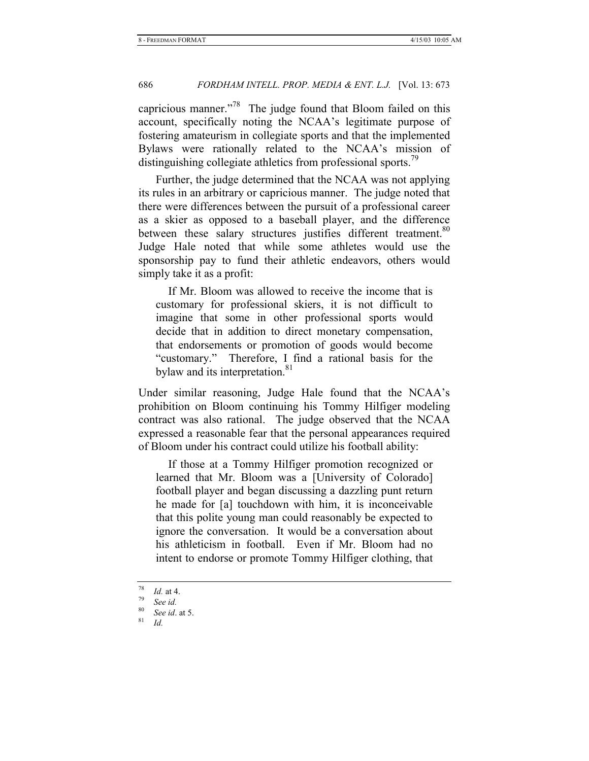capricious manner."[78] The judge found that Bloom failed on this account, specifically noting the NCAA's legitimate purpose of fostering amateurism in collegiate sports and that the implemented Bylaws were rationally related to the NCAA's mission of distinguishing collegiate athletics from professional sports.[79]

Further, the judge determined that the NCAA was not applying its rules in an arbitrary or capricious manner. The judge noted that there were differences between the pursuit of a professional career as a skier as opposed to a baseball player, and the difference between these salary structures justifies different treatment.[80] Judge Hale noted that while some athletes would use the sponsorship pay to fund their athletic endeavors, others would simply take it as a profit:

> If Mr. Bloom was allowed to receive the income that is customary for professional skiers, it is not difficult to imagine that some in other professional sports would decide that in addition to direct monetary compensation, that endorsements or promotion of goods would become "customary." Therefore, I find a rational basis for the bylaw and its interpretation.[81]

Under similar reasoning, Judge Hale found that the NCAA's prohibition on Bloom continuing his Tommy Hilfiger modeling contract was also rational. The judge observed that the NCAA expressed a reasonable fear that the personal appearances required of Bloom under his contract could utilize his football ability:

> If those at a Tommy Hilfiger promotion recognized or learned that Mr. Bloom was a [University of Colorado] football player and began discussing a dazzling punt return he made for [a] touchdown with him, it is inconceivable that this polite young man could reasonably be expected to ignore the conversation. It would be a conversation about his athleticism in football. Even if Mr. Bloom had no intent to endorse or promote Tommy Hilfiger clothing, that

---

78 *Id.* at 4.

79 *See id.*

80 *See id*. at 5.

81 *Id.*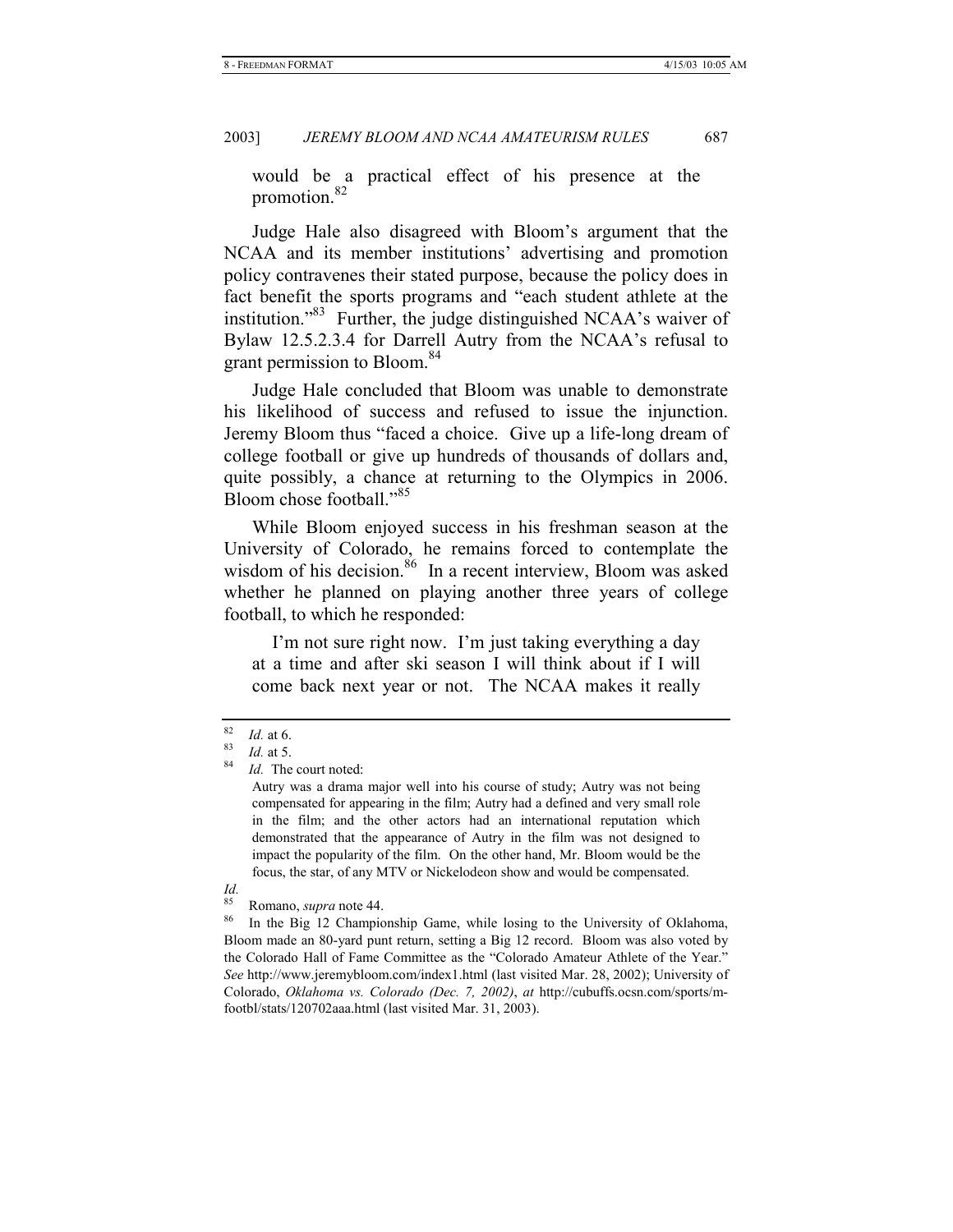would be a practical effect of his presence at the promotion.[82]

Judge Hale also disagreed with Bloom's argument that the NCAA and its member institutions' advertising and promotion policy contravenes their stated purpose, because the policy does in fact benefit the sports programs and "each student athlete at the institution."[83] Further, the judge distinguished NCAA's waiver of Bylaw 12.5.2.3.4 for Darrell Autry from the NCAA's refusal to grant permission to Bloom.[84]

Judge Hale concluded that Bloom was unable to demonstrate his likelihood of success and refused to issue the injunction. Jeremy Bloom thus "faced a choice. Give up a life-long dream of college football or give up hundreds of thousands of dollars and, quite possibly, a chance at returning to the Olympics in 2006. Bloom chose football."[85]

While Bloom enjoyed success in his freshman season at the University of Colorado, he remains forced to contemplate the wisdom of his decision.[86] In a recent interview, Bloom was asked whether he planned on playing another three years of college football, to which he responded:

> I'm not sure right now. I'm just taking everything a day at a time and after ski season I will think about if I will come back next year or not. The NCAA makes it really

---

[82] *Id.* at 6.

[83] *Id.* at 5.

[84] *Id.* The court noted:

> Autry was a drama major well into his course of study; Autry was not being compensated for appearing in the film; Autry had a defined and very small role in the film; and the other actors had an international reputation which demonstrated that the appearance of Autry in the film was not designed to impact the popularity of the film. On the other hand, Mr. Bloom would be the focus, the star, of any MTV or Nickelodeon show and would be compensated.

*Id.*

[85] Romano, *supra* note 44.

[86] In the Big 12 Championship Game, while losing to the University of Oklahoma, Bloom made an 80-yard punt return, setting a Big 12 record. Bloom was also voted by the Colorado Hall of Fame Committee as the "Colorado Amateur Athlete of the Year." *See* http://www.jeremybloom.com/index1.html (last visited Mar. 28, 2002); University of Colorado, *Oklahoma vs. Colorado (Dec. 7, 2002)*, *at* http://cubuffs.ocsn.com/sports/m-footbl/stats/120702aaa.html (last visited Mar. 31, 2003).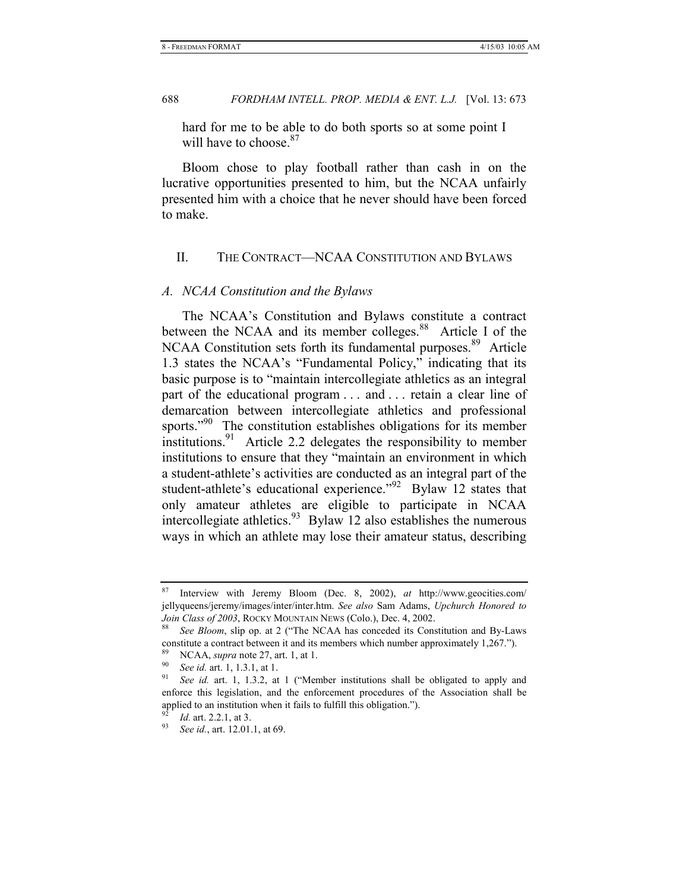hard for me to be able to do both sports so at some point I will have to choose.[87]

Bloom chose to play football rather than cash in on the lucrative opportunities presented to him, but the NCAA unfairly presented him with a choice that he never should have been forced to make.

## II. THE CONTRACT—NCAA CONSTITUTION AND BYLAWS

### *A. NCAA Constitution and the Bylaws*

The NCAA's Constitution and Bylaws constitute a contract between the NCAA and its member colleges.[88] Article I of the NCAA Constitution sets forth its fundamental purposes.[89] Article 1.3 states the NCAA's "Fundamental Policy," indicating that its basic purpose is to "maintain intercollegiate athletics as an integral part of the educational program . . . and . . . retain a clear line of demarcation between intercollegiate athletics and professional sports."[90] The constitution establishes obligations for its member institutions.[91] Article 2.2 delegates the responsibility to member institutions to ensure that they "maintain an environment in which a student-athlete's activities are conducted as an integral part of the student-athlete's educational experience."[92] Bylaw 12 states that only amateur athletes are eligible to participate in NCAA intercollegiate athletics.[93] Bylaw 12 also establishes the numerous ways in which an athlete may lose their amateur status, describing

---

[87] Interview with Jeremy Bloom (Dec. 8, 2002), *at* http://www.geocities.com/jellyqueens/jeremy/images/inter/inter.htm. *See also* Sam Adams, *Upchurch Honored to Join Class of 2003*, ROCKY MOUNTAIN NEWS (Colo.), Dec. 4, 2002.

[88] *See Bloom*, slip op. at 2 ("The NCAA has conceded its Constitution and By-Laws constitute a contract between it and its members which number approximately 1,267.").

[89] NCAA, *supra* note 27, art. 1, at 1.

[90] *See id.* art. 1, 1.3.1, at 1.

[91] *See id.* art. 1, 1.3.2, at 1 ("Member institutions shall be obligated to apply and enforce this legislation, and the enforcement procedures of the Association shall be applied to an institution when it fails to fulfill this obligation.").

[92] *Id.* art. 2.2.1, at 3.

[93] *See id.*, art. 12.01.1, at 69.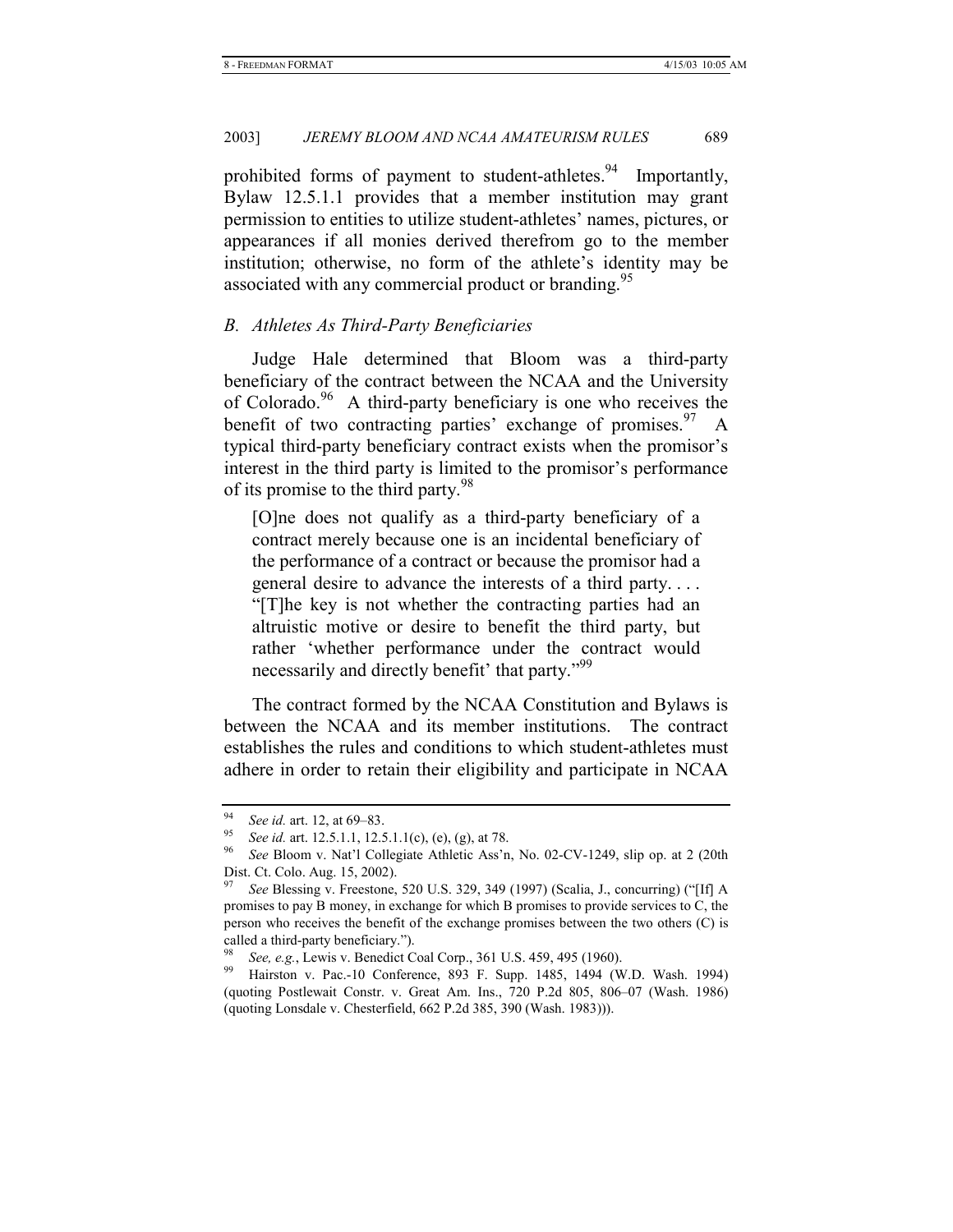prohibited forms of payment to student-athletes.[94] Importantly, Bylaw 12.5.1.1 provides that a member institution may grant permission to entities to utilize student-athletes' names, pictures, or appearances if all monies derived therefrom go to the member institution; otherwise, no form of the athlete's identity may be associated with any commercial product or branding.[95]

### *B. Athletes As Third-Party Beneficiaries*

Judge Hale determined that Bloom was a third-party beneficiary of the contract between the NCAA and the University of Colorado.[96] A third-party beneficiary is one who receives the benefit of two contracting parties' exchange of promises.[97] A typical third-party beneficiary contract exists when the promisor's interest in the third party is limited to the promisor's performance of its promise to the third party.[98]

> [O]ne does not qualify as a third-party beneficiary of a contract merely because one is an incidental beneficiary of the performance of a contract or because the promisor had a general desire to advance the interests of a third party. . . . "[T]he key is not whether the contracting parties had an altruistic motive or desire to benefit the third party, but rather 'whether performance under the contract would necessarily and directly benefit' that party."[99]

The contract formed by the NCAA Constitution and Bylaws is between the NCAA and its member institutions. The contract establishes the rules and conditions to which student-athletes must adhere in order to retain their eligibility and participate in NCAA

---

[94] *See id.* art. 12, at 69–83.

[95] *See id.* art. 12.5.1.1, 12.5.1.1(c), (e), (g), at 78.

[96] *See* Bloom v. Nat'l Collegiate Athletic Ass'n, No. 02-CV-1249, slip op. at 2 (20th Dist. Ct. Colo. Aug. 15, 2002).

[97] *See* Blessing v. Freestone, 520 U.S. 329, 349 (1997) (Scalia, J., concurring) ("[If] A promises to pay B money, in exchange for which B promises to provide services to C, the person who receives the benefit of the exchange promises between the two others (C) is called a third-party beneficiary.").

[98] *See, e.g.*, Lewis v. Benedict Coal Corp., 361 U.S. 459, 495 (1960).

[99] Hairston v. Pac.-10 Conference, 893 F. Supp. 1485, 1494 (W.D. Wash. 1994) (quoting Postlewait Constr. v. Great Am. Ins., 720 P.2d 805, 806–07 (Wash. 1986) (quoting Lonsdale v. Chesterfield, 662 P.2d 385, 390 (Wash. 1983))).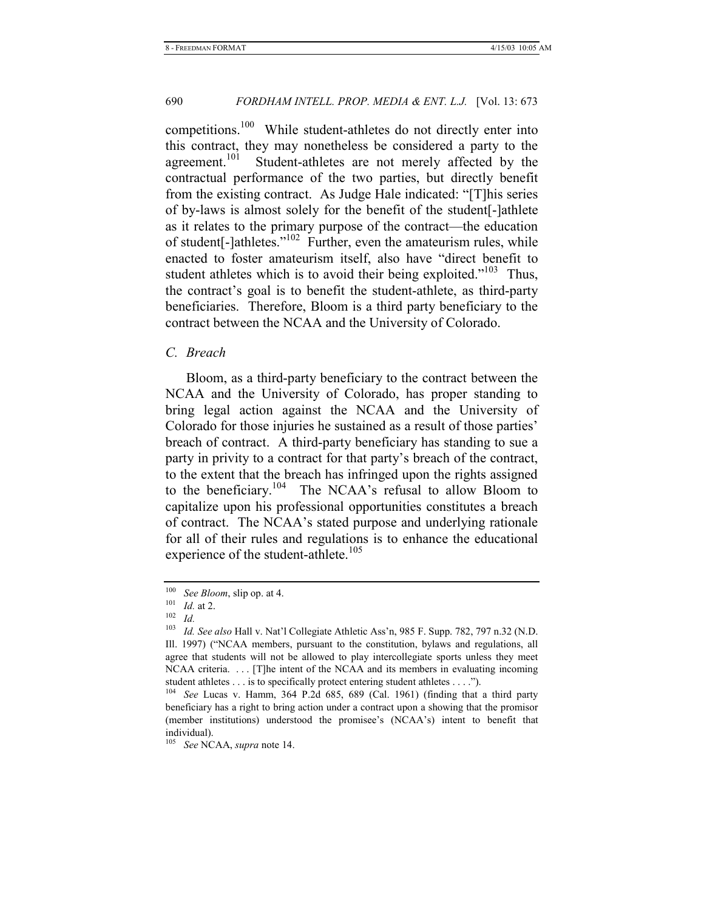competitions.[100] While student-athletes do not directly enter into this contract, they may nonetheless be considered a party to the agreement.[101] Student-athletes are not merely affected by the contractual performance of the two parties, but directly benefit from the existing contract. As Judge Hale indicated: "[T]his series of by-laws is almost solely for the benefit of the student[-]athlete as it relates to the primary purpose of the contract—the education of student[-]athletes."[102] Further, even the amateurism rules, while enacted to foster amateurism itself, also have "direct benefit to student athletes which is to avoid their being exploited."[103] Thus, the contract's goal is to benefit the student-athlete, as third-party beneficiaries. Therefore, Bloom is a third party beneficiary to the contract between the NCAA and the University of Colorado.

### *C. Breach*

Bloom, as a third-party beneficiary to the contract between the NCAA and the University of Colorado, has proper standing to bring legal action against the NCAA and the University of Colorado for those injuries he sustained as a result of those parties' breach of contract. A third-party beneficiary has standing to sue a party in privity to a contract for that party's breach of the contract, to the extent that the breach has infringed upon the rights assigned to the beneficiary.[104] The NCAA's refusal to allow Bloom to capitalize upon his professional opportunities constitutes a breach of contract. The NCAA's stated purpose and underlying rationale for all of their rules and regulations is to enhance the educational experience of the student-athlete.[105]

---

[100] *See Bloom*, slip op. at 4.

[101] *Id.* at 2.

[102] *Id.*

[103] *Id. See also* Hall v. Nat'l Collegiate Athletic Ass'n, 985 F. Supp. 782, 797 n.32 (N.D. Ill. 1997) ("NCAA members, pursuant to the constitution, bylaws and regulations, all agree that students will not be allowed to play intercollegiate sports unless they meet NCAA criteria. . . . [T]he intent of the NCAA and its members in evaluating incoming student athletes . . . is to specifically protect entering student athletes . . . .").

[104] *See* Lucas v. Hamm, 364 P.2d 685, 689 (Cal. 1961) (finding that a third party beneficiary has a right to bring action under a contract upon a showing that the promisor (member institutions) understood the promisee's (NCAA's) intent to benefit that individual).

[105] *See* NCAA, *supra* note 14.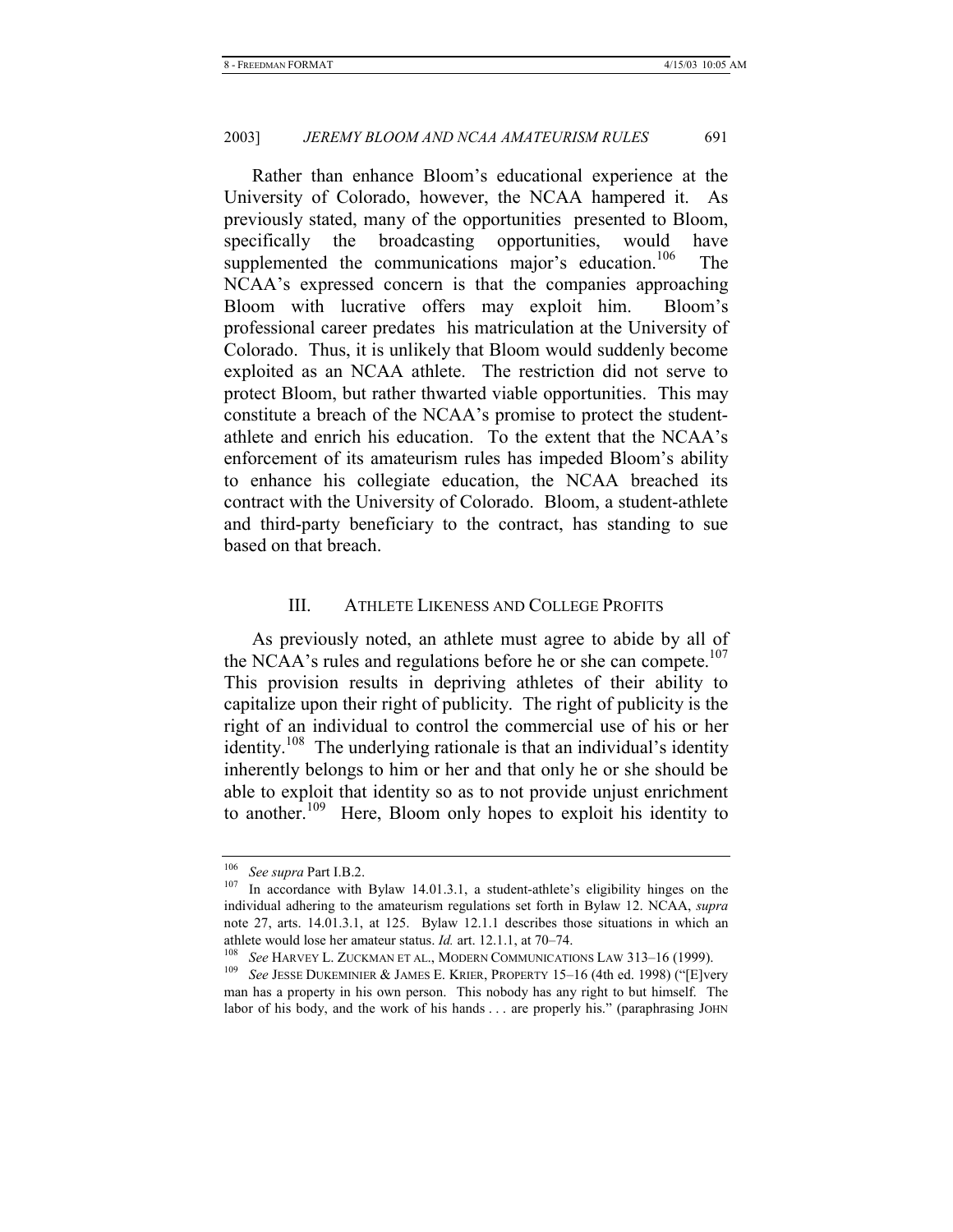Rather than enhance Bloom's educational experience at the University of Colorado, however, the NCAA hampered it. As previously stated, many of the opportunities presented to Bloom, specifically the broadcasting opportunities, would have supplemented the communications major's education.[106] The NCAA's expressed concern is that the companies approaching Bloom with lucrative offers may exploit him. Bloom's professional career predates his matriculation at the University of Colorado. Thus, it is unlikely that Bloom would suddenly become exploited as an NCAA athlete. The restriction did not serve to protect Bloom, but rather thwarted viable opportunities. This may constitute a breach of the NCAA's promise to protect the student-athlete and enrich his education. To the extent that the NCAA's enforcement of its amateurism rules has impeded Bloom's ability to enhance his collegiate education, the NCAA breached its contract with the University of Colorado. Bloom, a student-athlete and third-party beneficiary to the contract, has standing to sue based on that breach.

## III. ATHLETE LIKENESS AND COLLEGE PROFITS

As previously noted, an athlete must agree to abide by all of the NCAA's rules and regulations before he or she can compete.[107] This provision results in depriving athletes of their ability to capitalize upon their right of publicity. The right of publicity is the right of an individual to control the commercial use of his or her identity.[108] The underlying rationale is that an individual's identity inherently belongs to him or her and that only he or she should be able to exploit that identity so as to not provide unjust enrichment to another.[109] Here, Bloom only hopes to exploit his identity to

---

[106] *See supra* Part I.B.2.

[107] In accordance with Bylaw 14.01.3.1, a student-athlete's eligibility hinges on the individual adhering to the amateurism regulations set forth in Bylaw 12. NCAA, *supra* note 27, arts. 14.01.3.1, at 125. Bylaw 12.1.1 describes those situations in which an athlete would lose her amateur status. *Id.* art. 12.1.1, at 70–74.

[108] *See* HARVEY L. ZUCKMAN ET AL., MODERN COMMUNICATIONS LAW 313–16 (1999).

[109] *See* JESSE DUKEMINIER & JAMES E. KRIER, PROPERTY 15–16 (4th ed. 1998) ("[E]very man has a property in his own person. This nobody has any right to but himself. The labor of his body, and the work of his hands . . . are properly his." (paraphrasing JOHN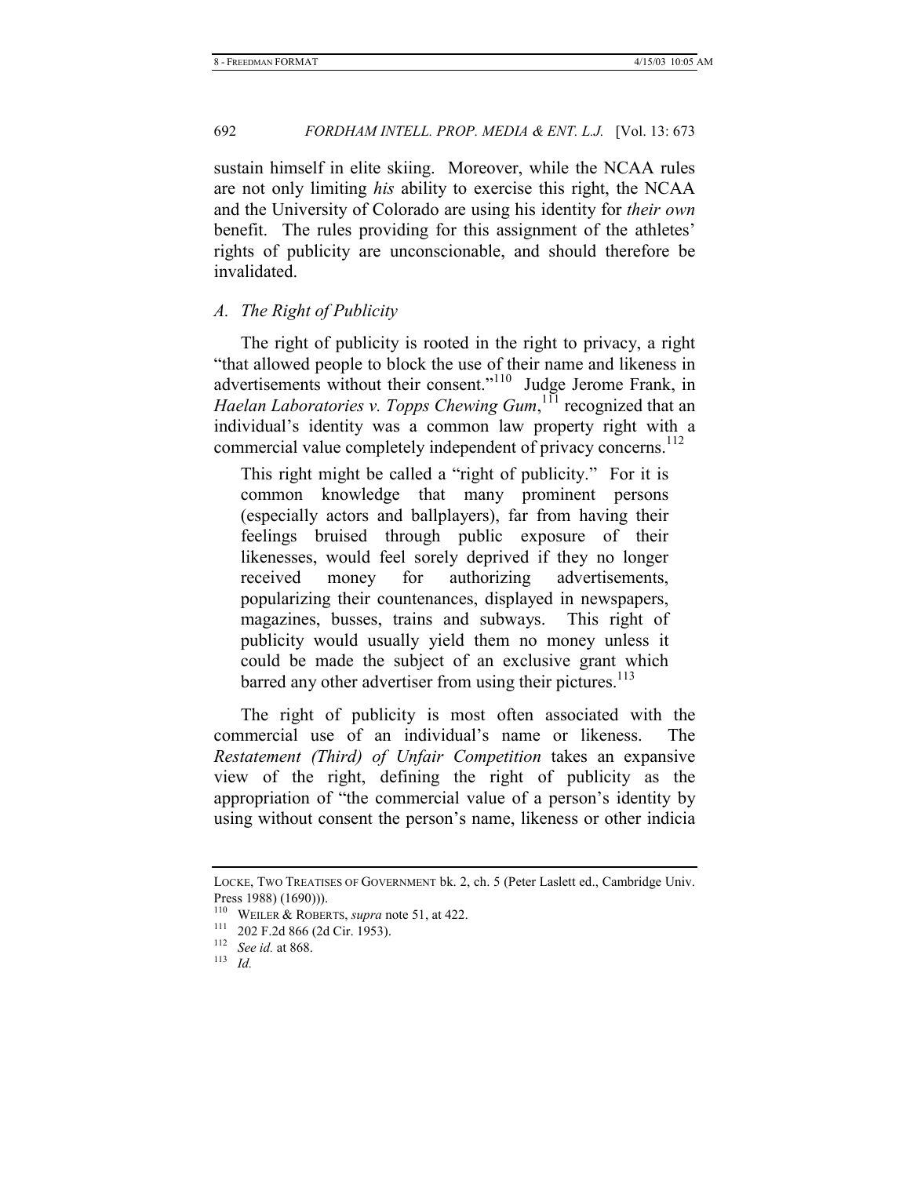sustain himself in elite skiing. Moreover, while the NCAA rules are not only limiting *his* ability to exercise this right, the NCAA and the University of Colorado are using his identity for *their own* benefit. The rules providing for this assignment of the athletes' rights of publicity are unconscionable, and should therefore be invalidated.

### *A. The Right of Publicity*

The right of publicity is rooted in the right to privacy, a right "that allowed people to block the use of their name and likeness in advertisements without their consent."[110] Judge Jerome Frank, in *Haelan Laboratories v. Topps Chewing Gum*,[111] recognized that an individual's identity was a common law property right with a commercial value completely independent of privacy concerns.[112]

> This right might be called a "right of publicity." For it is common knowledge that many prominent persons (especially actors and ballplayers), far from having their feelings bruised through public exposure of their likenesses, would feel sorely deprived if they no longer received money for authorizing advertisements, popularizing their countenances, displayed in newspapers, magazines, busses, trains and subways. This right of publicity would usually yield them no money unless it could be made the subject of an exclusive grant which barred any other advertiser from using their pictures.[113]

The right of publicity is most often associated with the commercial use of an individual's name or likeness. The *Restatement (Third) of Unfair Competition* takes an expansive view of the right, defining the right of publicity as the appropriation of "the commercial value of a person's identity by using without consent the person's name, likeness or other indicia

---

LOCKE, TWO TREATISES OF GOVERNMENT bk. 2, ch. 5 (Peter Laslett ed., Cambridge Univ. Press 1988) (1690))).

[110] WEILER & ROBERTS, *supra* note 51, at 422.

[111] 202 F.2d 866 (2d Cir. 1953).

[112] *See id.* at 868.

[113] *Id.*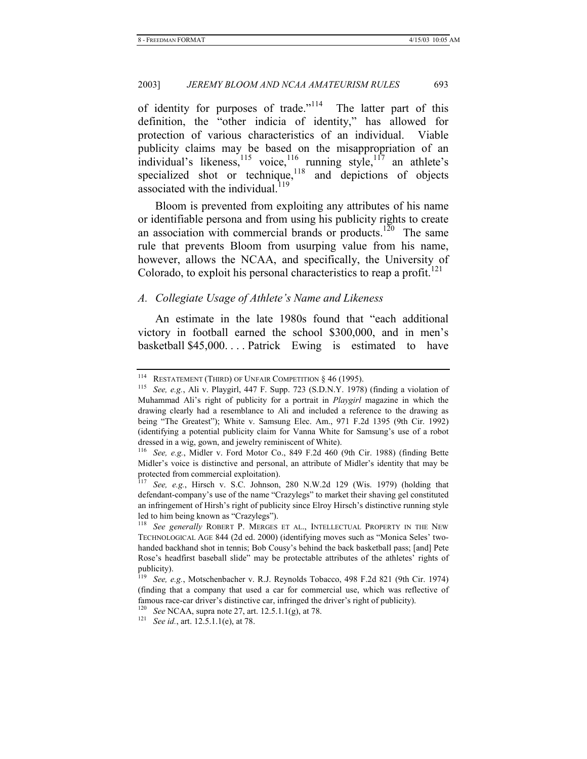of identity for purposes of trade."[114] The latter part of this definition, the "other indicia of identity," has allowed for protection of various characteristics of an individual. Viable publicity claims may be based on the misappropriation of an individual's likeness,[115] voice,[116] running style,[117] an athlete's specialized shot or technique,[118] and depictions of objects associated with the individual.[119]

Bloom is prevented from exploiting any attributes of his name or identifiable persona and from using his publicity rights to create an association with commercial brands or products.[120] The same rule that prevents Bloom from usurping value from his name, however, allows the NCAA, and specifically, the University of Colorado, to exploit his personal characteristics to reap a profit.[121]

### *A. Collegiate Usage of Athlete's Name and Likeness*

An estimate in the late 1980s found that "each additional victory in football earned the school $300,000, and in men's basketball $45,000. . . . Patrick Ewing is estimated to have

---

[114] RESTATEMENT (THIRD) OF UNFAIR COMPETITION § 46 (1995).

[115] *See, e.g.*, Ali v. Playgirl, 447 F. Supp. 723 (S.D.N.Y. 1978) (finding a violation of Muhammad Ali's right of publicity for a portrait in *Playgirl* magazine in which the drawing clearly had a resemblance to Ali and included a reference to the drawing as being "The Greatest"); White v. Samsung Elec. Am., 971 F.2d 1395 (9th Cir. 1992) (identifying a potential publicity claim for Vanna White for Samsung's use of a robot dressed in a wig, gown, and jewelry reminiscent of White).

[116] *See, e.g.*, Midler v. Ford Motor Co., 849 F.2d 460 (9th Cir. 1988) (finding Bette Midler's voice is distinctive and personal, an attribute of Midler's identity that may be protected from commercial exploitation).

[117] *See, e.g.*, Hirsch v. S.C. Johnson, 280 N.W.2d 129 (Wis. 1979) (holding that defendant-company's use of the name "Crazylegs" to market their shaving gel constituted an infringement of Hirsh's right of publicity since Elroy Hirsch's distinctive running style led to him being known as "Crazylegs").

[118] *See generally* ROBERT P. MERGES ET AL., INTELLECTUAL PROPERTY IN THE NEW TECHNOLOGICAL AGE 844 (2d ed. 2000) (identifying moves such as "Monica Seles' two-handed backhand shot in tennis; Bob Cousy's behind the back basketball pass; [and] Pete Rose's headfirst baseball slide" may be protectable attributes of the athletes' rights of publicity).

[119] *See, e.g.*, Motschenbacher v. R.J. Reynolds Tobacco, 498 F.2d 821 (9th Cir. 1974) (finding that a company that used a car for commercial use, which was reflective of famous race-car driver's distinctive car, infringed the driver's right of publicity).

[120] *See* NCAA, supra note 27, art. 12.5.1.1(g), at 78.

[121] *See id.*, art. 12.5.1.1(e), at 78.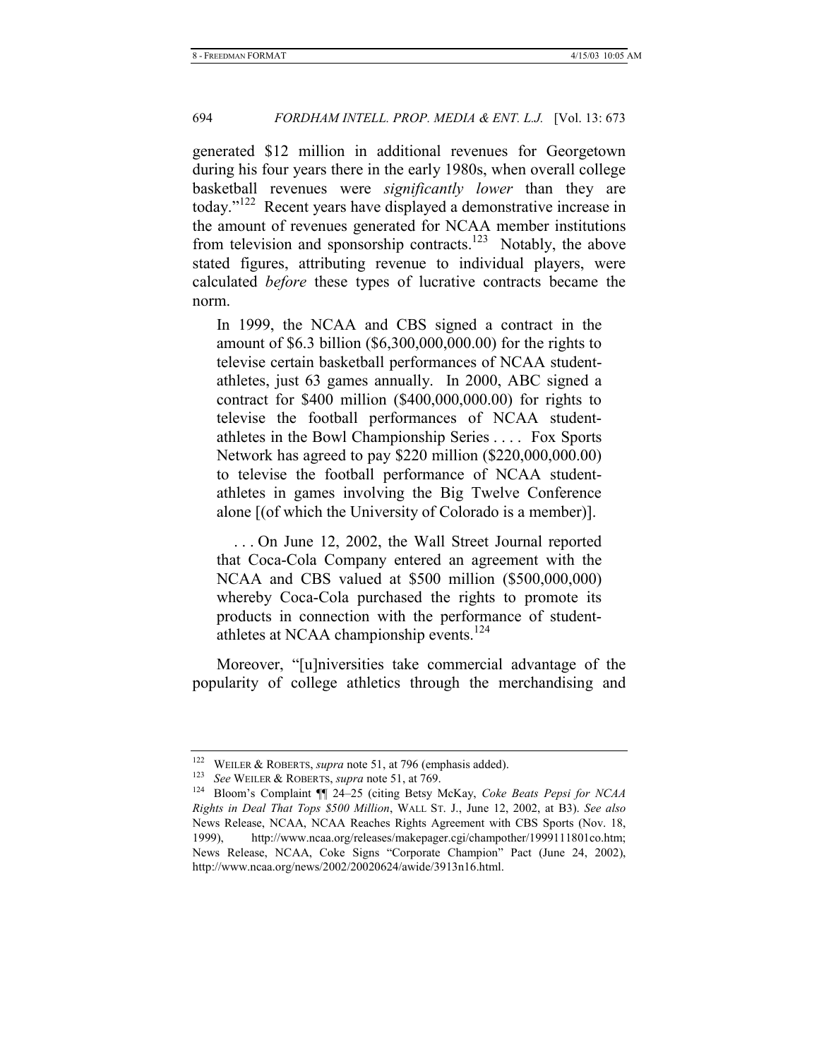generated $12 million in additional revenues for Georgetown during his four years there in the early 1980s, when overall college basketball revenues were *significantly lower* than they are today."[122] Recent years have displayed a demonstrative increase in the amount of revenues generated for NCAA member institutions from television and sponsorship contracts.[123] Notably, the above stated figures, attributing revenue to individual players, were calculated *before* these types of lucrative contracts became the norm.

> In 1999, the NCAA and CBS signed a contract in the amount of $6.3 billion ($6,300,000,000.00) for the rights to televise certain basketball performances of NCAA student-athletes, just 63 games annually. In 2000, ABC signed a contract for $400 million ($400,000,000.00) for rights to televise the football performances of NCAA student-athletes in the Bowl Championship Series . . . . Fox Sports Network has agreed to pay $220 million ($220,000,000.00) to televise the football performance of NCAA student-athletes in games involving the Big Twelve Conference alone [(of which the University of Colorado is a member)].
>
> . . . On June 12, 2002, the Wall Street Journal reported that Coca-Cola Company entered an agreement with the NCAA and CBS valued at $500 million ($500,000,000) whereby Coca-Cola purchased the rights to promote its products in connection with the performance of student-athletes at NCAA championship events.[124]

Moreover, "[u]niversities take commercial advantage of the popularity of college athletics through the merchandising and

---

[122] WEILER & ROBERTS, *supra* note 51, at 796 (emphasis added).

[123] *See* WEILER & ROBERTS, *supra* note 51, at 769.

[124] Bloom's Complaint ¶¶ 24–25 (citing Betsy McKay, *Coke Beats Pepsi for NCAA Rights in Deal That Tops $500 Million*, WALL ST. J., June 12, 2002, at B3). *See also* News Release, NCAA, NCAA Reaches Rights Agreement with CBS Sports (Nov. 18, 1999), http://www.ncaa.org/releases/makepager.cgi/champother/1999111801co.htm; News Release, NCAA, Coke Signs "Corporate Champion" Pact (June 24, 2002), http://www.ncaa.org/news/2002/20020624/awide/3913n16.html.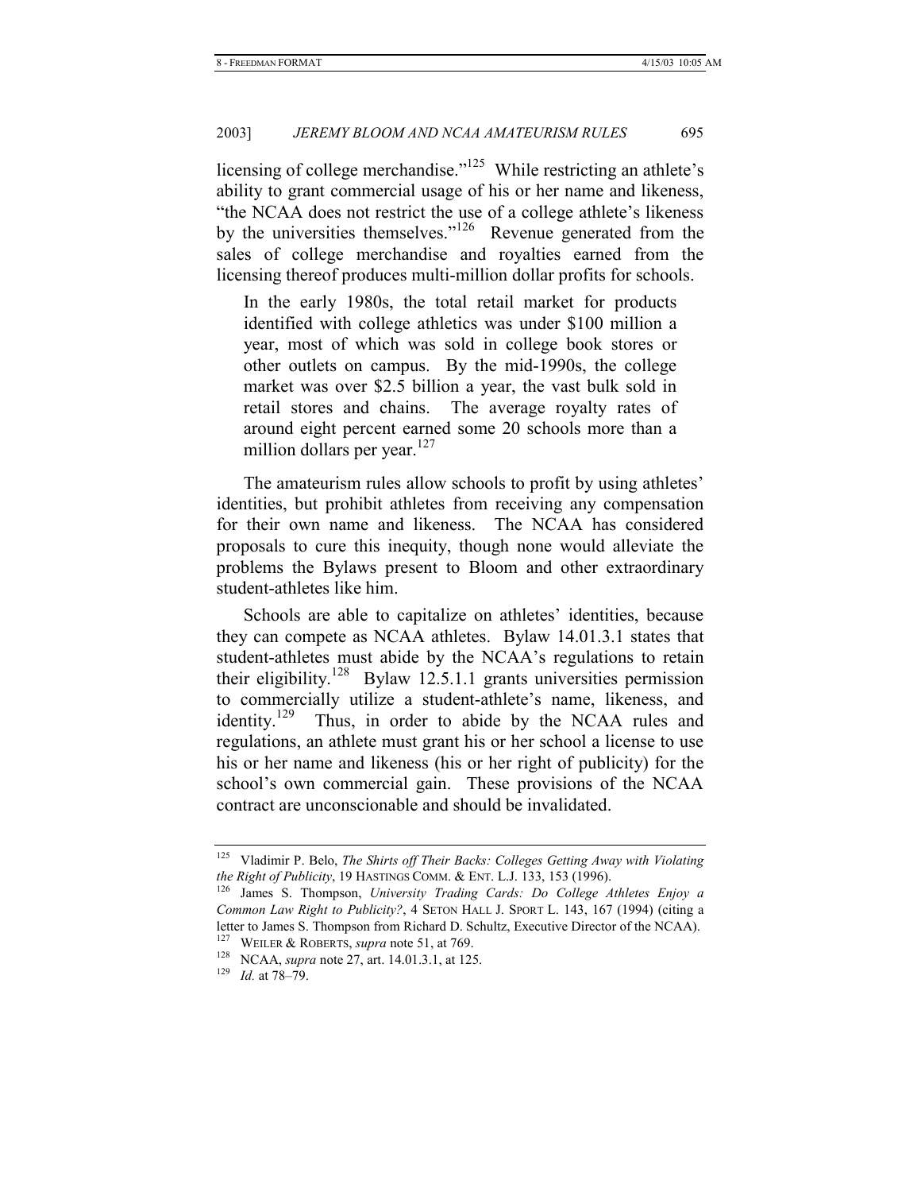licensing of college merchandise."[125] While restricting an athlete's ability to grant commercial usage of his or her name and likeness, "the NCAA does not restrict the use of a college athlete's likeness by the universities themselves."[126] Revenue generated from the sales of college merchandise and royalties earned from the licensing thereof produces multi-million dollar profits for schools.

> In the early 1980s, the total retail market for products identified with college athletics was under $100 million a year, most of which was sold in college book stores or other outlets on campus. By the mid-1990s, the college market was over $2.5 billion a year, the vast bulk sold in retail stores and chains. The average royalty rates of around eight percent earned some 20 schools more than a million dollars per year.[127]

The amateurism rules allow schools to profit by using athletes' identities, but prohibit athletes from receiving any compensation for their own name and likeness. The NCAA has considered proposals to cure this inequity, though none would alleviate the problems the Bylaws present to Bloom and other extraordinary student-athletes like him.

Schools are able to capitalize on athletes' identities, because they can compete as NCAA athletes. Bylaw 14.01.3.1 states that student-athletes must abide by the NCAA's regulations to retain their eligibility.[128] Bylaw 12.5.1.1 grants universities permission to commercially utilize a student-athlete's name, likeness, and identity.[129] Thus, in order to abide by the NCAA rules and regulations, an athlete must grant his or her school a license to use his or her name and likeness (his or her right of publicity) for the school's own commercial gain. These provisions of the NCAA contract are unconscionable and should be invalidated.

---

[125] Vladimir P. Belo, *The Shirts off Their Backs: Colleges Getting Away with Violating the Right of Publicity*, 19 HASTINGS COMM. & ENT. L.J. 133, 153 (1996).

[126] James S. Thompson, *University Trading Cards: Do College Athletes Enjoy a Common Law Right to Publicity?*, 4 SETON HALL J. SPORT L. 143, 167 (1994) (citing a letter to James S. Thompson from Richard D. Schultz, Executive Director of the NCAA).

[127] WEILER & ROBERTS, *supra* note 51, at 769.

[128] NCAA, *supra* note 27, art. 14.01.3.1, at 125.

[129] *Id.* at 78–79.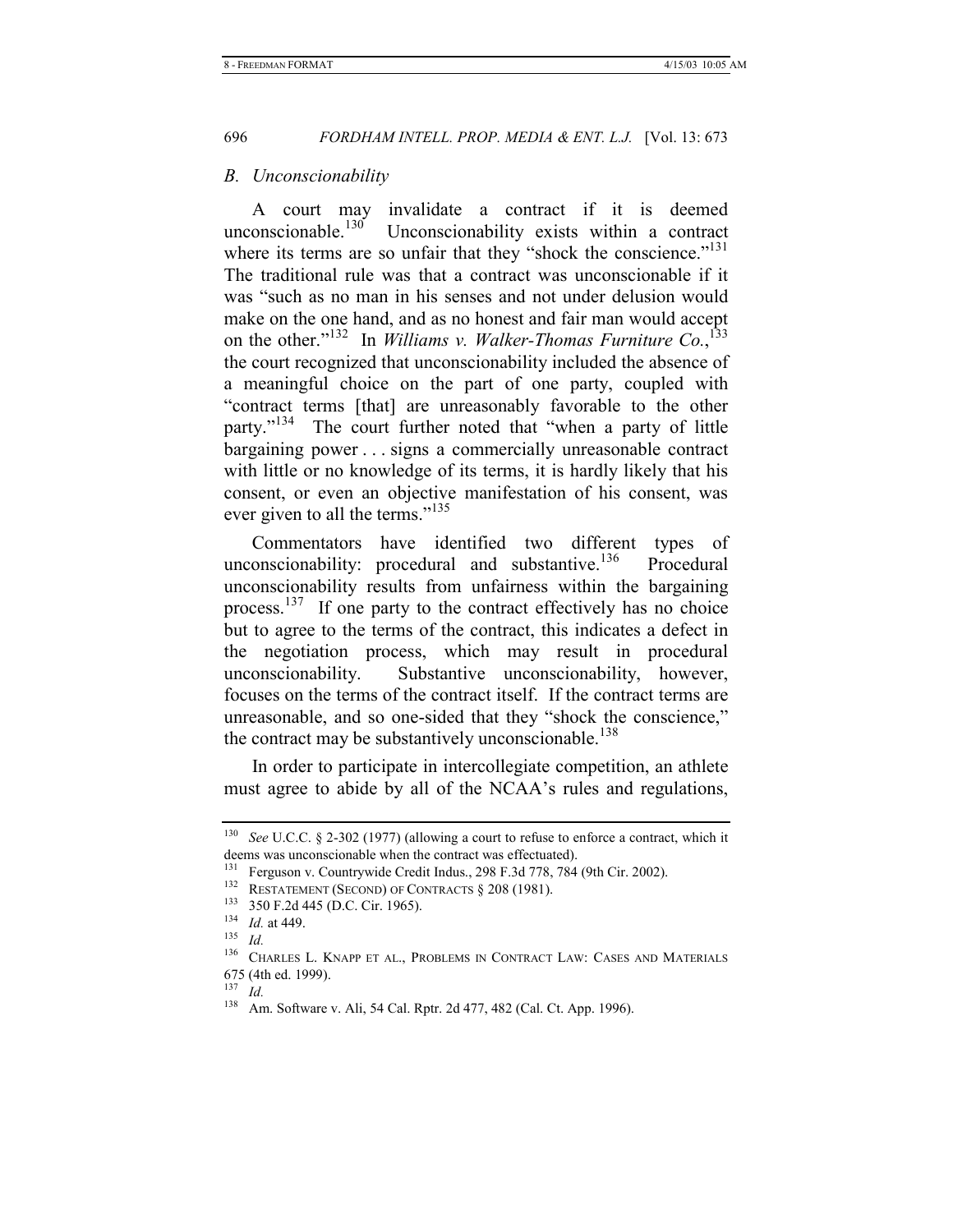### B. Unconscionability

A court may invalidate a contract if it is deemed unconscionable.[130] Unconscionability exists within a contract where its terms are so unfair that they "shock the conscience."[131] The traditional rule was that a contract was unconscionable if it was "such as no man in his senses and not under delusion would make on the one hand, and as no honest and fair man would accept on the other."[132] In *Williams v. Walker-Thomas Furniture Co.*,[133] the court recognized that unconscionability included the absence of a meaningful choice on the part of one party, coupled with "contract terms [that] are unreasonably favorable to the other party."[134] The court further noted that "when a party of little bargaining power . . . signs a commercially unreasonable contract with little or no knowledge of its terms, it is hardly likely that his consent, or even an objective manifestation of his consent, was ever given to all the terms."[135]

Commentators have identified two different types of unconscionability: procedural and substantive.[136] Procedural unconscionability results from unfairness within the bargaining process.[137] If one party to the contract effectively has no choice but to agree to the terms of the contract, this indicates a defect in the negotiation process, which may result in procedural unconscionability. Substantive unconscionability, however, focuses on the terms of the contract itself. If the contract terms are unreasonable, and so one-sided that they "shock the conscience," the contract may be substantively unconscionable.[138]

In order to participate in intercollegiate competition, an athlete must agree to abide by all of the NCAA's rules and regulations,

---

[130] *See* U.C.C. § 2-302 (1977) (allowing a court to refuse to enforce a contract, which it deems was unconscionable when the contract was effectuated).

[131] Ferguson v. Countrywide Credit Indus., 298 F.3d 778, 784 (9th Cir. 2002).

[132] RESTATEMENT (SECOND) OF CONTRACTS § 208 (1981).

[133] 350 F.2d 445 (D.C. Cir. 1965).

[134] *Id.* at 449.

[135] *Id.*

[136] CHARLES L. KNAPP ET AL., PROBLEMS IN CONTRACT LAW: CASES AND MATERIALS 675 (4th ed. 1999).

[137] *Id.*

[138] Am. Software v. Ali, 54 Cal. Rptr. 2d 477, 482 (Cal. Ct. App. 1996).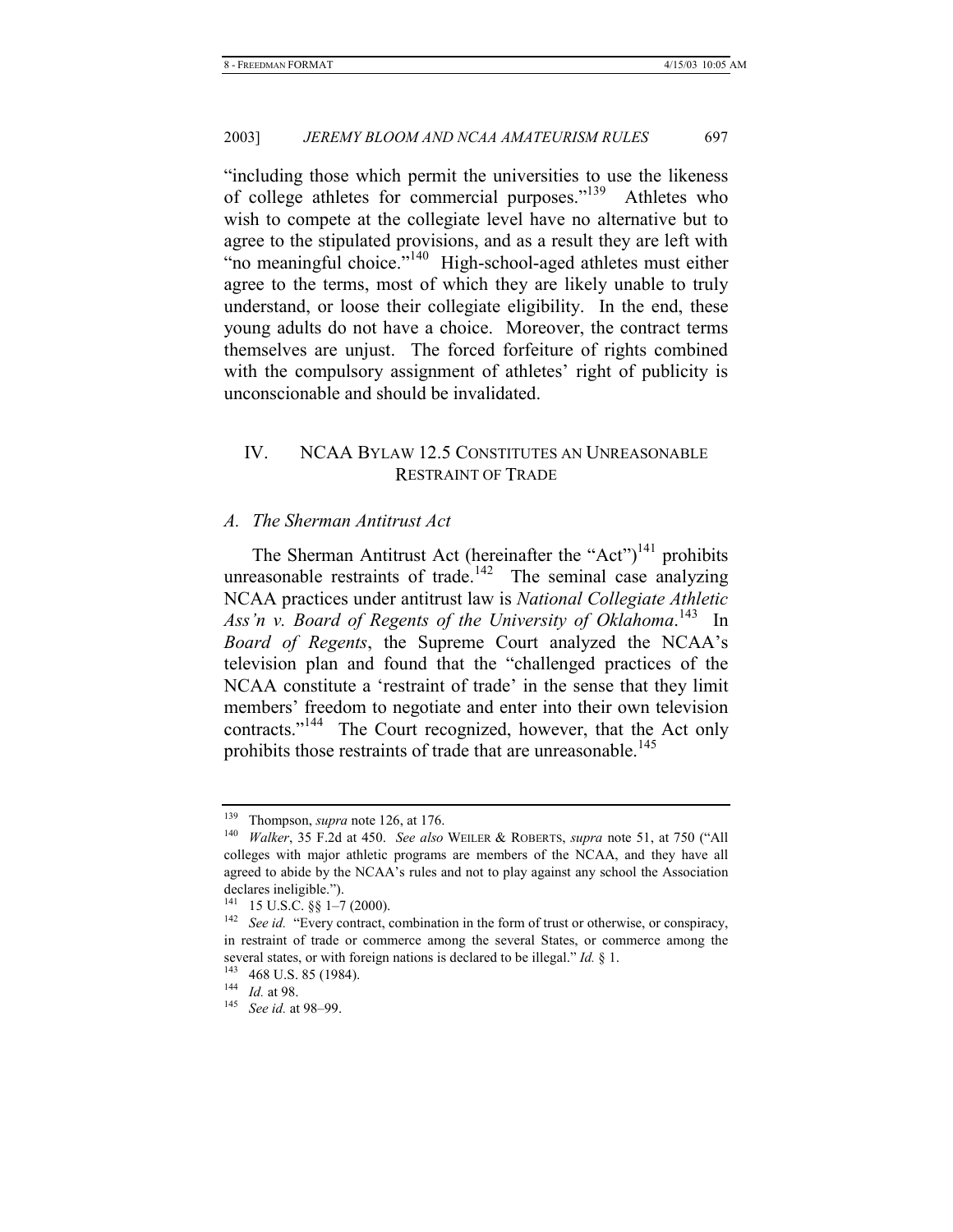"including those which permit the universities to use the likeness of college athletes for commercial purposes."[139] Athletes who wish to compete at the collegiate level have no alternative but to agree to the stipulated provisions, and as a result they are left with "no meaningful choice."[140] High-school-aged athletes must either agree to the terms, most of which they are likely unable to truly understand, or loose their collegiate eligibility. In the end, these young adults do not have a choice. Moreover, the contract terms themselves are unjust. The forced forfeiture of rights combined with the compulsory assignment of athletes' right of publicity is unconscionable and should be invalidated.

## IV. NCAA BYLAW 12.5 CONSTITUTES AN UNREASONABLE RESTRAINT OF TRADE

### *A. The Sherman Antitrust Act*

The Sherman Antitrust Act (hereinafter the "Act")[141] prohibits unreasonable restraints of trade.[142] The seminal case analyzing NCAA practices under antitrust law is *National Collegiate Athletic Ass'n v. Board of Regents of the University of Oklahoma*.[143] In *Board of Regents*, the Supreme Court analyzed the NCAA's television plan and found that the "challenged practices of the NCAA constitute a 'restraint of trade' in the sense that they limit members' freedom to negotiate and enter into their own television contracts."[144] The Court recognized, however, that the Act only prohibits those restraints of trade that are unreasonable.[145]

---

[139] Thompson, *supra* note 126, at 176.

[140] *Walker*, 35 F.2d at 450. *See also* WEILER & ROBERTS, *supra* note 51, at 750 ("All colleges with major athletic programs are members of the NCAA, and they have all agreed to abide by the NCAA's rules and not to play against any school the Association declares ineligible.").

[141] 15 U.S.C. §§ 1–7 (2000).

[142] *See id.* "Every contract, combination in the form of trust or otherwise, or conspiracy, in restraint of trade or commerce among the several States, or commerce among the several states, or with foreign nations is declared to be illegal." *Id.* § 1.

[143] 468 U.S. 85 (1984).

[144] *Id.* at 98.

[145] *See id.* at 98–99.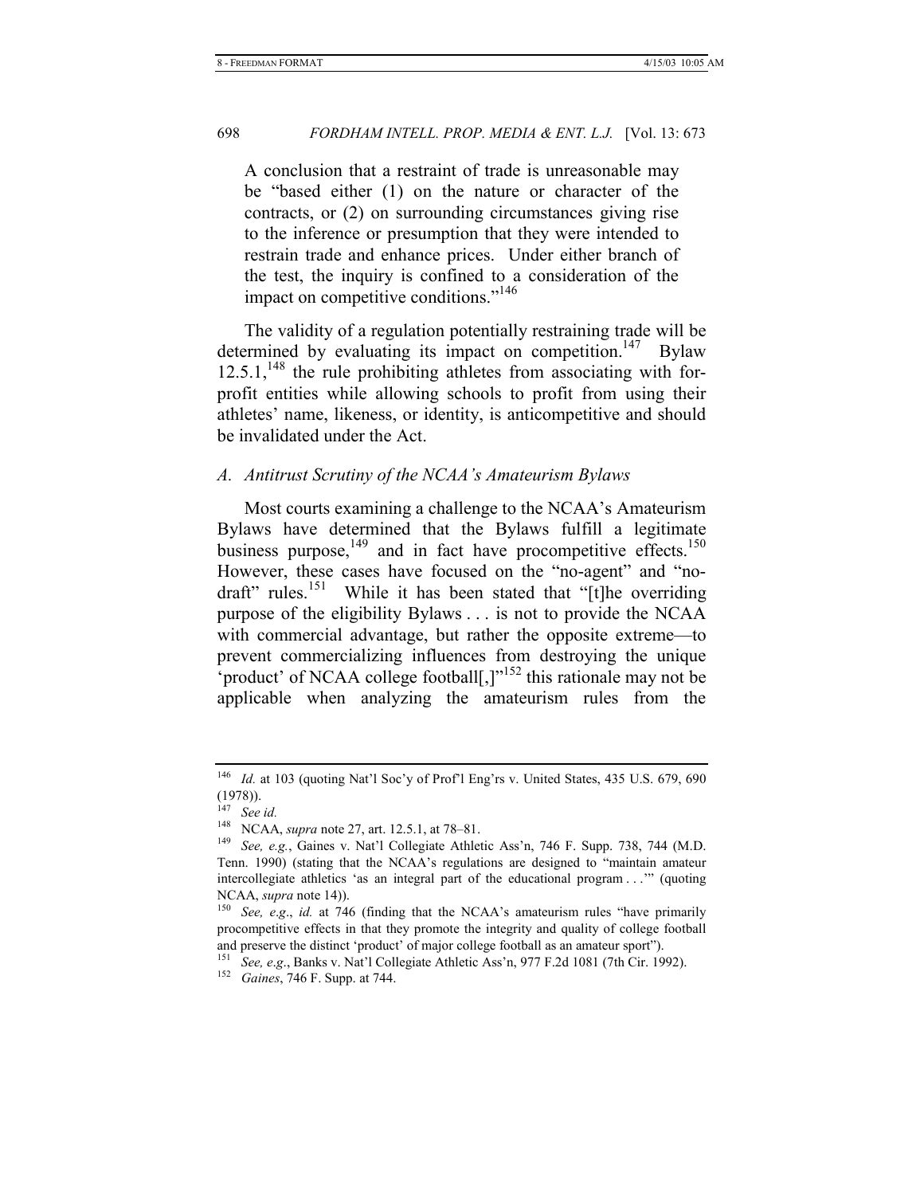A conclusion that a restraint of trade is unreasonable may be "based either (1) on the nature or character of the contracts, or (2) on surrounding circumstances giving rise to the inference or presumption that they were intended to restrain trade and enhance prices. Under either branch of the test, the inquiry is confined to a consideration of the impact on competitive conditions."[146]

The validity of a regulation potentially restraining trade will be determined by evaluating its impact on competition.[147] Bylaw 12.5.1,[148] the rule prohibiting athletes from associating with for-profit entities while allowing schools to profit from using their athletes' name, likeness, or identity, is anticompetitive and should be invalidated under the Act.

### *A. Antitrust Scrutiny of the NCAA's Amateurism Bylaws*

Most courts examining a challenge to the NCAA's Amateurism Bylaws have determined that the Bylaws fulfill a legitimate business purpose,[149] and in fact have procompetitive effects.[150] However, these cases have focused on the "no-agent" and "no-draft" rules.[151] While it has been stated that "[t]he overriding purpose of the eligibility Bylaws . . . is not to provide the NCAA with commercial advantage, but rather the opposite extreme—to prevent commercializing influences from destroying the unique 'product' of NCAA college football[,]"[152] this rationale may not be applicable when analyzing the amateurism rules from the

---

[146] *Id.* at 103 (quoting Nat'l Soc'y of Prof'l Eng'rs v. United States, 435 U.S. 679, 690 (1978)).

[147] *See id.*

[148] NCAA, *supra* note 27, art. 12.5.1, at 78–81.

[149] *See, e.g.*, Gaines v. Nat'l Collegiate Athletic Ass'n, 746 F. Supp. 738, 744 (M.D. Tenn. 1990) (stating that the NCAA's regulations are designed to "maintain amateur intercollegiate athletics 'as an integral part of the educational program . . .'" (quoting NCAA, *supra* note 14)).

[150] *See, e.g.*, *id.* at 746 (finding that the NCAA's amateurism rules "have primarily procompetitive effects in that they promote the integrity and quality of college football and preserve the distinct 'product' of major college football as an amateur sport").

[151] *See, e.g.*, Banks v. Nat'l Collegiate Athletic Ass'n, 977 F.2d 1081 (7th Cir. 1992).

[152] *Gaines*, 746 F. Supp. at 744.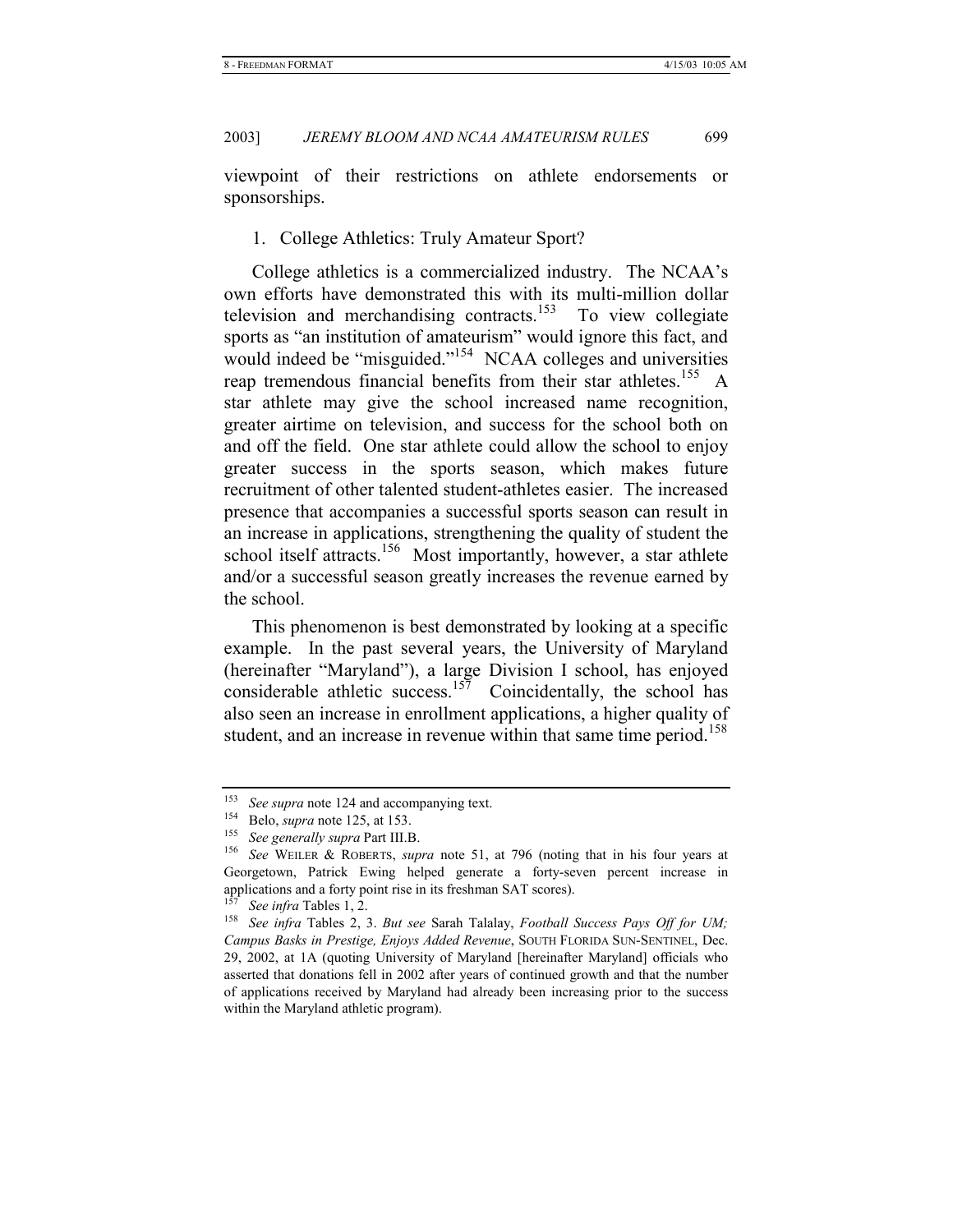viewpoint of their restrictions on athlete endorsements or sponsorships.

### 1. College Athletics: Truly Amateur Sport?

College athletics is a commercialized industry. The NCAA's own efforts have demonstrated this with its multi-million dollar television and merchandising contracts.[153] To view collegiate sports as "an institution of amateurism" would ignore this fact, and would indeed be "misguided."[154] NCAA colleges and universities reap tremendous financial benefits from their star athletes.[155] A star athlete may give the school increased name recognition, greater airtime on television, and success for the school both on and off the field. One star athlete could allow the school to enjoy greater success in the sports season, which makes future recruitment of other talented student-athletes easier. The increased presence that accompanies a successful sports season can result in an increase in applications, strengthening the quality of student the school itself attracts.[156] Most importantly, however, a star athlete and/or a successful season greatly increases the revenue earned by the school.

This phenomenon is best demonstrated by looking at a specific example. In the past several years, the University of Maryland (hereinafter "Maryland"), a large Division I school, has enjoyed considerable athletic success.[157] Coincidentally, the school has also seen an increase in enrollment applications, a higher quality of student, and an increase in revenue within that same time period.[158]

---

[153] *See supra* note 124 and accompanying text.

[154] Belo, *supra* note 125, at 153.

[155] *See generally supra* Part III.B.

[156] *See* WEILER & ROBERTS, *supra* note 51, at 796 (noting that in his four years at Georgetown, Patrick Ewing helped generate a forty-seven percent increase in applications and a forty point rise in its freshman SAT scores).

[157] *See infra* Tables 1, 2.

[158] *See infra* Tables 2, 3. *But see* Sarah Talalay, *Football Success Pays Off for UM; Campus Basks in Prestige, Enjoys Added Revenue*, SOUTH FLORIDA SUN-SENTINEL, Dec. 29, 2002, at 1A (quoting University of Maryland [hereinafter Maryland] officials who asserted that donations fell in 2002 after years of continued growth and that the number of applications received by Maryland had already been increasing prior to the success within the Maryland athletic program).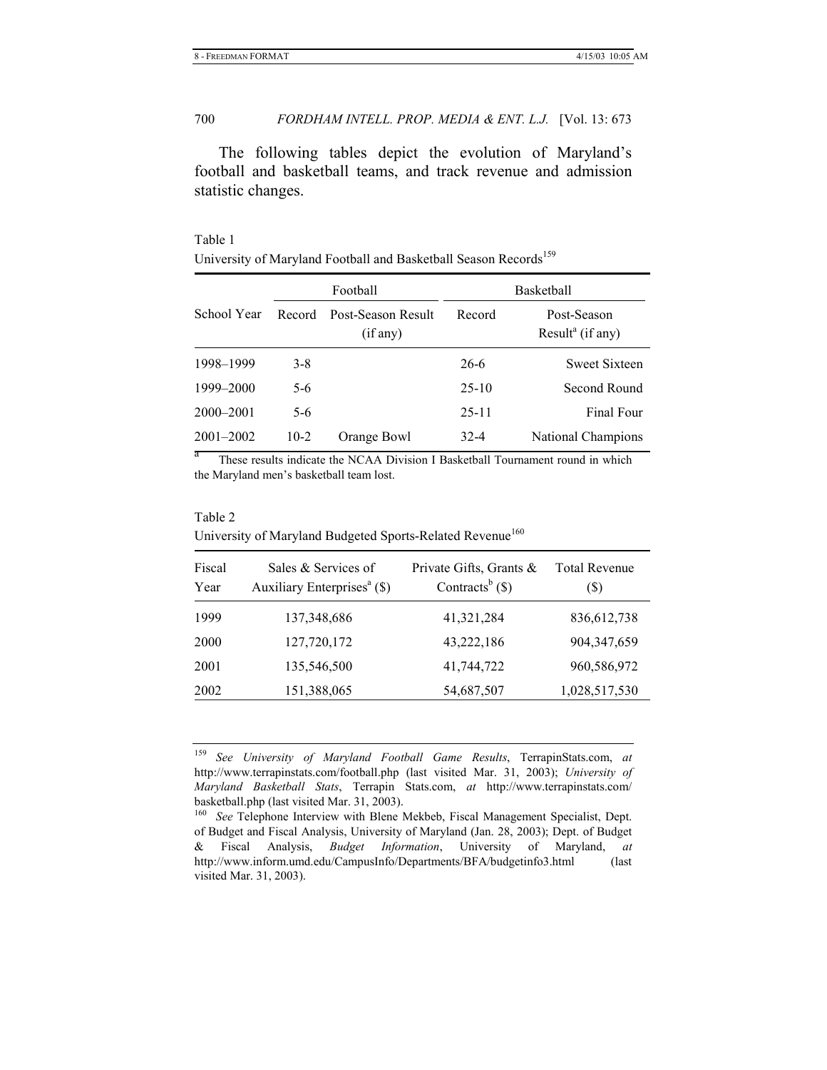The following tables depict the evolution of Maryland's football and basketball teams, and track revenue and admission statistic changes.

Table 1
University of Maryland Football and Basketball Season Records[159]

| | Football | | Basketball | |
|---|---|---|---|---|
| School Year | Record | Post-Season Result (if any) | Record | Post-Season Result[a] (if any) |
| 1998–1999 | 3-8 | | 26-6 | Sweet Sixteen |
| 1999–2000 | 5-6 | | 25-10 | Second Round |
| 2000–2001 | 5-6 | | 25-11 | Final Four |
| 2001–2002 | 10-2 | Orange Bowl | 32-4 | National Champions |

[a] These results indicate the NCAA Division I Basketball Tournament round in which the Maryland men's basketball team lost.

Table 2
University of Maryland Budgeted Sports-Related Revenue[160]

| Fiscal Year | Sales & Services of Auxiliary Enterprises[a] ($) | Private Gifts, Grants & Contracts[b] ($) | Total Revenue ($) |
|---|---|---|---|
| 1999 | 137,348,686 | 41,321,284 | 836,612,738 |
| 2000 | 127,720,172 | 43,222,186 | 904,347,659 |
| 2001 | 135,546,500 | 41,744,722 | 960,586,972 |
| 2002 | 151,388,065 | 54,687,507 | 1,028,517,530 |

---

[159] *See University of Maryland Football Game Results*, TerrapinStats.com, *at* http://www.terrapinstats.com/football.php (last visited Mar. 31, 2003); *University of Maryland Basketball Stats*, Terrapin Stats.com, *at* http://www.terrapinstats.com/basketball.php (last visited Mar. 31, 2003).

[160] *See* Telephone Interview with Blene Mekbeb, Fiscal Management Specialist, Dept. of Budget and Fiscal Analysis, University of Maryland (Jan. 28, 2003); Dept. of Budget & Fiscal Analysis, *Budget Information*, University of Maryland, *at* http://www.inform.umd.edu/CampusInfo/Departments/BFA/budgetinfo3.html (last visited Mar. 31, 2003).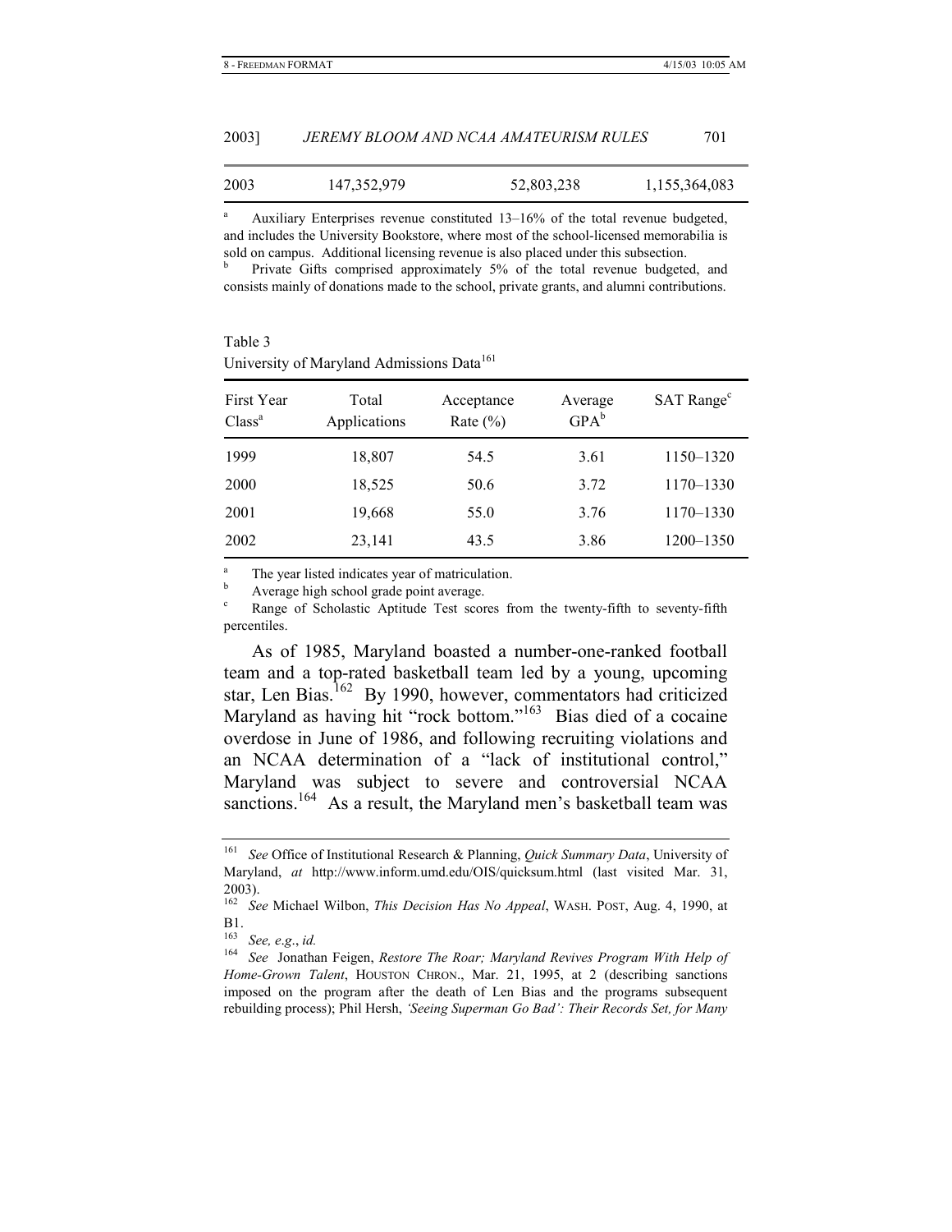| 2003 | 147,352,979 | 52,803,238 | 1,155,364,083 |
|---|---|---|---|

[a] Auxiliary Enterprises revenue constituted 13–16% of the total revenue budgeted, and includes the University Bookstore, where most of the school-licensed memorabilia is sold on campus. Additional licensing revenue is also placed under this subsection.

[b] Private Gifts comprised approximately 5% of the total revenue budgeted, and consists mainly of donations made to the school, private grants, and alumni contributions.

Table 3
University of Maryland Admissions Data[161]

| First Year Class[a] | Total Applications | Acceptance Rate (%) | Average GPA[b] | SAT Range[c] |
|---|---|---|---|---|
| 1999 | 18,807 | 54.5 | 3.61 | 1150–1320 |
| 2000 | 18,525 | 50.6 | 3.72 | 1170–1330 |
| 2001 | 19,668 | 55.0 | 3.76 | 1170–1330 |
| 2002 | 23,141 | 43.5 | 3.86 | 1200–1350 |

[a] The year listed indicates year of matriculation.

[b] Average high school grade point average.

[c] Range of Scholastic Aptitude Test scores from the twenty-fifth to seventy-fifth percentiles.

As of 1985, Maryland boasted a number-one-ranked football team and a top-rated basketball team led by a young, upcoming star, Len Bias.[162] By 1990, however, commentators had criticized Maryland as having hit "rock bottom."[163] Bias died of a cocaine overdose in June of 1986, and following recruiting violations and an NCAA determination of a "lack of institutional control," Maryland was subject to severe and controversial NCAA sanctions.[164] As a result, the Maryland men's basketball team was

[161] *See* Office of Institutional Research & Planning, *Quick Summary Data*, University of Maryland, *at* http://www.inform.umd.edu/OIS/quicksum.html (last visited Mar. 31, 2003).

[162] *See* Michael Wilbon, *This Decision Has No Appeal*, WASH. POST, Aug. 4, 1990, at B1.

[163] *See, e.g.*, *id.*

[164] *See* Jonathan Feigen, *Restore The Roar; Maryland Revives Program With Help of Home-Grown Talent*, HOUSTON CHRON., Mar. 21, 1995, at 2 (describing sanctions imposed on the program after the death of Len Bias and the programs subsequent rebuilding process); Phil Hersh, *'Seeing Superman Go Bad': Their Records Set, for Many*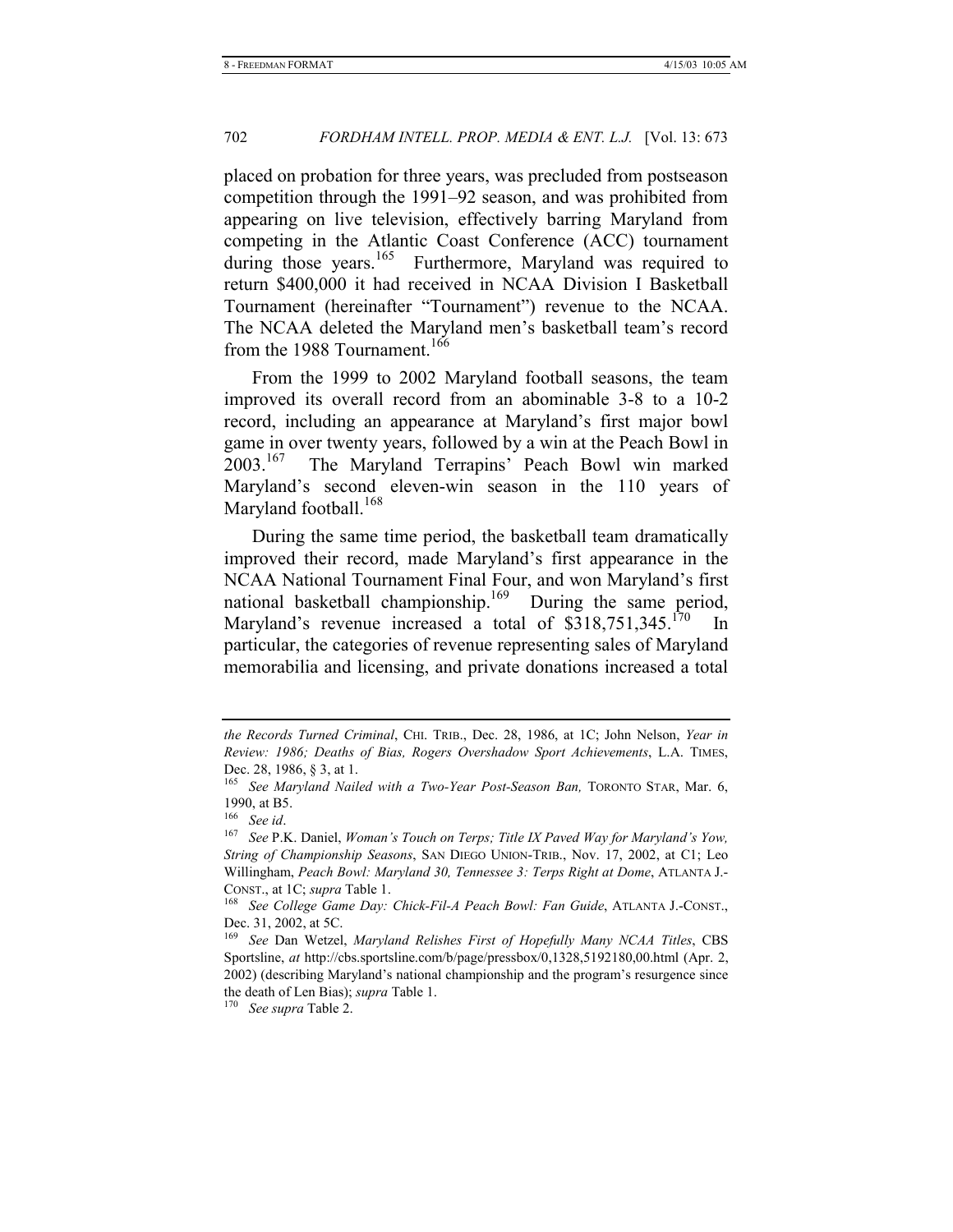placed on probation for three years, was precluded from postseason competition through the 1991–92 season, and was prohibited from appearing on live television, effectively barring Maryland from competing in the Atlantic Coast Conference (ACC) tournament during those years.[165] Furthermore, Maryland was required to return $400,000 it had received in NCAA Division I Basketball Tournament (hereinafter "Tournament") revenue to the NCAA. The NCAA deleted the Maryland men's basketball team's record from the 1988 Tournament.[166]

From the 1999 to 2002 Maryland football seasons, the team improved its overall record from an abominable 3-8 to a 10-2 record, including an appearance at Maryland's first major bowl game in over twenty years, followed by a win at the Peach Bowl in 2003.[167] The Maryland Terrapins' Peach Bowl win marked Maryland's second eleven-win season in the 110 years of Maryland football.[168]

During the same time period, the basketball team dramatically improved their record, made Maryland's first appearance in the NCAA National Tournament Final Four, and won Maryland's first national basketball championship.[169] During the same period, Maryland's revenue increased a total of $318,751,345.[170] In particular, the categories of revenue representing sales of Maryland memorabilia and licensing, and private donations increased a total

---

*the Records Turned Criminal*, CHI. TRIB., Dec. 28, 1986, at 1C; John Nelson, *Year in Review: 1986; Deaths of Bias, Rogers Overshadow Sport Achievements*, L.A. TIMES, Dec. 28, 1986, § 3, at 1.

[165] *See Maryland Nailed with a Two-Year Post-Season Ban,* TORONTO STAR, Mar. 6, 1990, at B5.

[166] *See id*.

[167] *See* P.K. Daniel, *Woman's Touch on Terps; Title IX Paved Way for Maryland's Yow, String of Championship Seasons*, SAN DIEGO UNION-TRIB., Nov. 17, 2002, at C1; Leo Willingham, *Peach Bowl: Maryland 30, Tennessee 3: Terps Right at Dome*, ATLANTA J.-CONST., at 1C; *supra* Table 1.

[168] *See College Game Day: Chick-Fil-A Peach Bowl: Fan Guide*, ATLANTA J.-CONST., Dec. 31, 2002, at 5C.

[169] *See* Dan Wetzel, *Maryland Relishes First of Hopefully Many NCAA Titles*, CBS Sportsline, *at* http://cbs.sportsline.com/b/page/pressbox/0,1328,5192180,00.html (Apr. 2, 2002) (describing Maryland's national championship and the program's resurgence since the death of Len Bias); *supra* Table 1.

[170] *See supra* Table 2.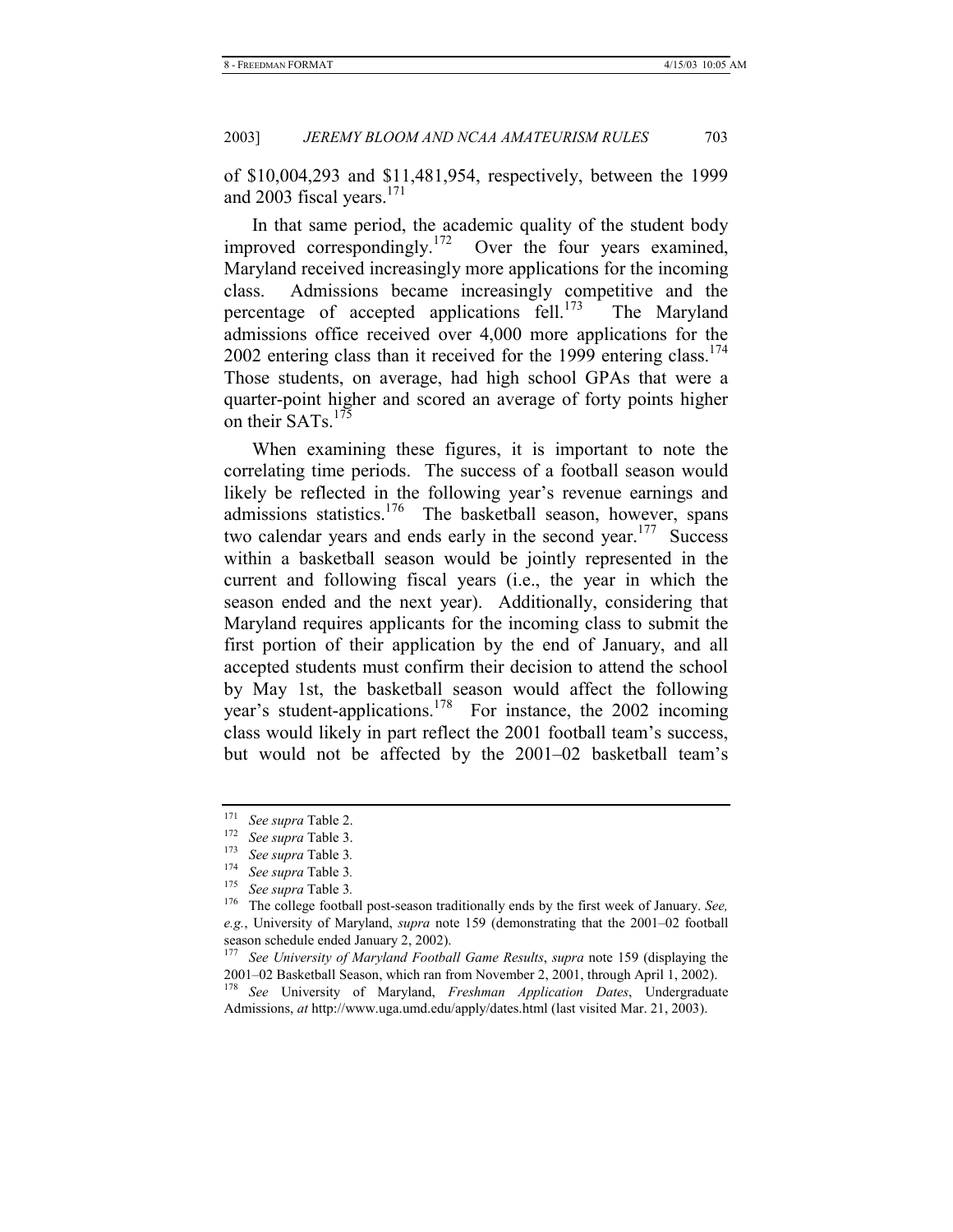of $10,004,293 and $11,481,954, respectively, between the 1999 and 2003 fiscal years.[171]

In that same period, the academic quality of the student body improved correspondingly.[172] Over the four years examined, Maryland received increasingly more applications for the incoming class. Admissions became increasingly competitive and the percentage of accepted applications fell.[173] The Maryland admissions office received over 4,000 more applications for the 2002 entering class than it received for the 1999 entering class.[174] Those students, on average, had high school GPAs that were a quarter-point higher and scored an average of forty points higher on their SATs.[175]

When examining these figures, it is important to note the correlating time periods. The success of a football season would likely be reflected in the following year's revenue earnings and admissions statistics.[176] The basketball season, however, spans two calendar years and ends early in the second year.[177] Success within a basketball season would be jointly represented in the current and following fiscal years (i.e., the year in which the season ended and the next year). Additionally, considering that Maryland requires applicants for the incoming class to submit the first portion of their application by the end of January, and all accepted students must confirm their decision to attend the school by May 1st, the basketball season would affect the following year's student-applications.[178] For instance, the 2002 incoming class would likely in part reflect the 2001 football team's success, but would not be affected by the 2001–02 basketball team's

---

[171] *See supra* Table 2.

[172] *See supra* Table 3.

[173] *See supra* Table 3*.*

[174] *See supra* Table 3*.*

[175] *See supra* Table 3*.*

[176] The college football post-season traditionally ends by the first week of January. *See, e.g.*, University of Maryland, *supra* note 159 (demonstrating that the 2001–02 football season schedule ended January 2, 2002).

[177] *See University of Maryland Football Game Results*, *supra* note 159 (displaying the 2001–02 Basketball Season, which ran from November 2, 2001, through April 1, 2002).

[178] *See* University of Maryland, *Freshman Application Dates*, Undergraduate Admissions, *at* http://www.uga.umd.edu/apply/dates.html (last visited Mar. 21, 2003).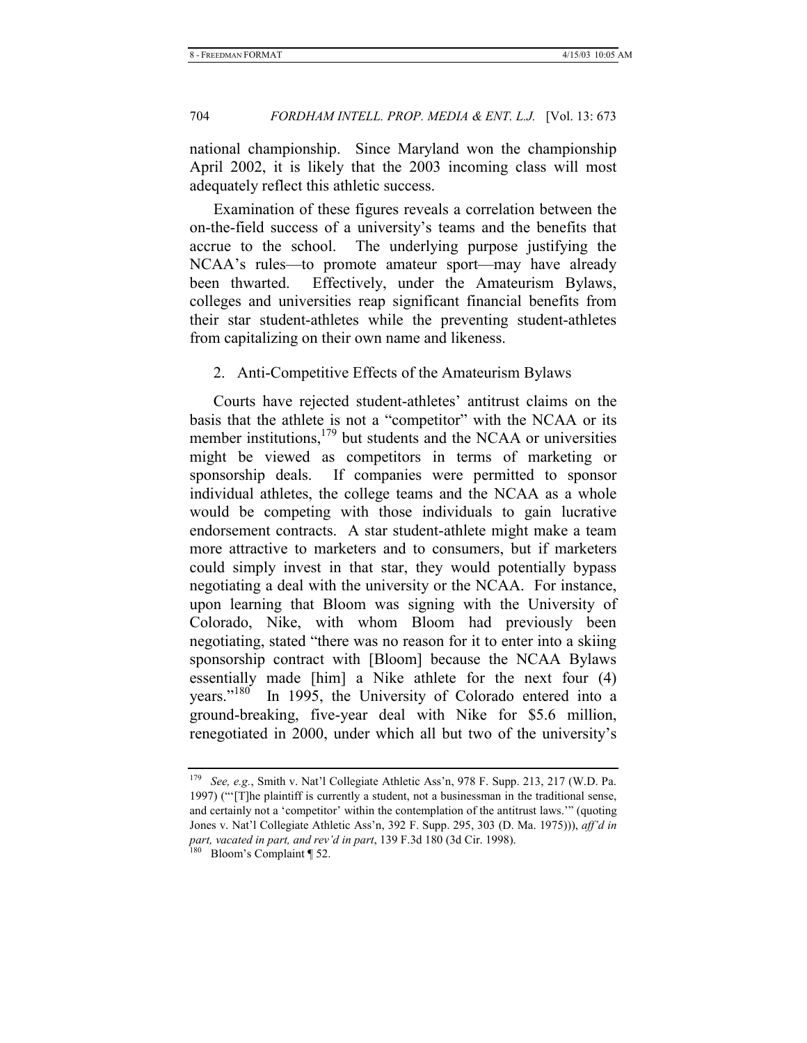national championship. Since Maryland won the championship April 2002, it is likely that the 2003 incoming class will most adequately reflect this athletic success.

Examination of these figures reveals a correlation between the on-the-field success of a university's teams and the benefits that accrue to the school. The underlying purpose justifying the NCAA's rules—to promote amateur sport—may have already been thwarted. Effectively, under the Amateurism Bylaws, colleges and universities reap significant financial benefits from their star student-athletes while the preventing student-athletes from capitalizing on their own name and likeness.

### 2. Anti-Competitive Effects of the Amateurism Bylaws

Courts have rejected student-athletes' antitrust claims on the basis that the athlete is not a "competitor" with the NCAA or its member institutions,[179] but students and the NCAA or universities might be viewed as competitors in terms of marketing or sponsorship deals. If companies were permitted to sponsor individual athletes, the college teams and the NCAA as a whole would be competing with those individuals to gain lucrative endorsement contracts. A star student-athlete might make a team more attractive to marketers and to consumers, but if marketers could simply invest in that star, they would potentially bypass negotiating a deal with the university or the NCAA. For instance, upon learning that Bloom was signing with the University of Colorado, Nike, with whom Bloom had previously been negotiating, stated "there was no reason for it to enter into a skiing sponsorship contract with [Bloom] because the NCAA Bylaws essentially made [him] a Nike athlete for the next four (4) years."[180] In 1995, the University of Colorado entered into a ground-breaking, five-year deal with Nike for $5.6 million, renegotiated in 2000, under which all but two of the university's

---

[179] *See, e.g.*, Smith v. Nat'l Collegiate Athletic Ass'n, 978 F. Supp. 213, 217 (W.D. Pa. 1997) ("'[T]he plaintiff is currently a student, not a businessman in the traditional sense, and certainly not a 'competitor' within the contemplation of the antitrust laws.'" (quoting Jones v. Nat'l Collegiate Athletic Ass'n, 392 F. Supp. 295, 303 (D. Ma. 1975))), *aff'd in part, vacated in part, and rev'd in part*, 139 F.3d 180 (3d Cir. 1998).

[180] Bloom's Complaint ¶ 52.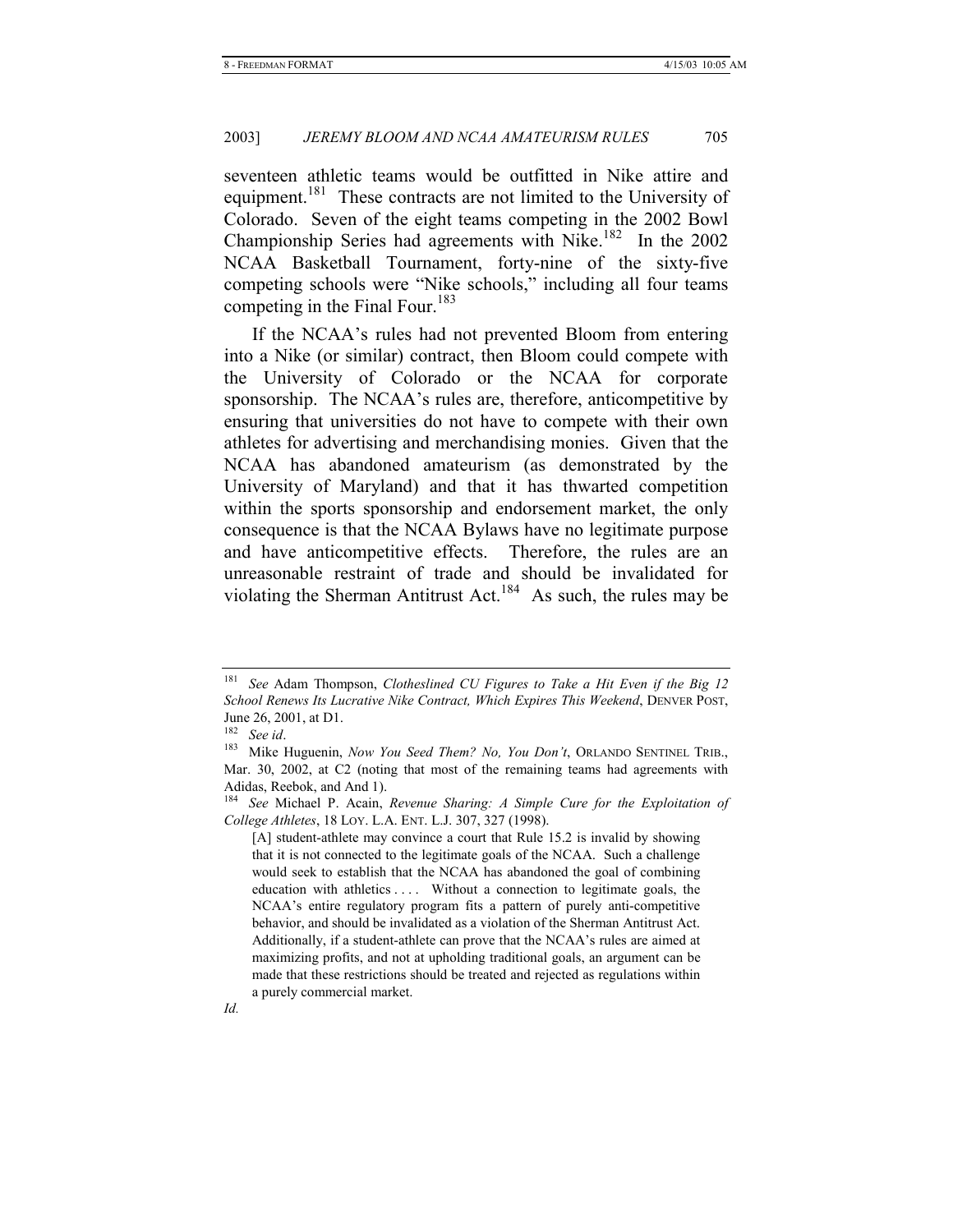seventeen athletic teams would be outfitted in Nike attire and equipment.[181] These contracts are not limited to the University of Colorado. Seven of the eight teams competing in the 2002 Bowl Championship Series had agreements with Nike.[182] In the 2002 NCAA Basketball Tournament, forty-nine of the sixty-five competing schools were "Nike schools," including all four teams competing in the Final Four.[183]

If the NCAA's rules had not prevented Bloom from entering into a Nike (or similar) contract, then Bloom could compete with the University of Colorado or the NCAA for corporate sponsorship. The NCAA's rules are, therefore, anticompetitive by ensuring that universities do not have to compete with their own athletes for advertising and merchandising monies. Given that the NCAA has abandoned amateurism (as demonstrated by the University of Maryland) and that it has thwarted competition within the sports sponsorship and endorsement market, the only consequence is that the NCAA Bylaws have no legitimate purpose and have anticompetitive effects. Therefore, the rules are an unreasonable restraint of trade and should be invalidated for violating the Sherman Antitrust Act.[184] As such, the rules may be

---

[181] *See* Adam Thompson, *Clotheslined CU Figures to Take a Hit Even if the Big 12 School Renews Its Lucrative Nike Contract, Which Expires This Weekend*, DENVER POST, June 26, 2001, at D1.

[182] *See id*.

[183] Mike Huguenin, *Now You Seed Them? No, You Don't*, ORLANDO SENTINEL TRIB., Mar. 30, 2002, at C2 (noting that most of the remaining teams had agreements with Adidas, Reebok, and And 1).

[184] *See* Michael P. Acain, *Revenue Sharing: A Simple Cure for the Exploitation of College Athletes*, 18 LOY. L.A. ENT. L.J. 307, 327 (1998).

> [A] student-athlete may convince a court that Rule 15.2 is invalid by showing that it is not connected to the legitimate goals of the NCAA. Such a challenge would seek to establish that the NCAA has abandoned the goal of combining education with athletics . . . . Without a connection to legitimate goals, the NCAA's entire regulatory program fits a pattern of purely anti-competitive behavior, and should be invalidated as a violation of the Sherman Antitrust Act. Additionally, if a student-athlete can prove that the NCAA's rules are aimed at maximizing profits, and not at upholding traditional goals, an argument can be made that these restrictions should be treated and rejected as regulations within a purely commercial market.

*Id.*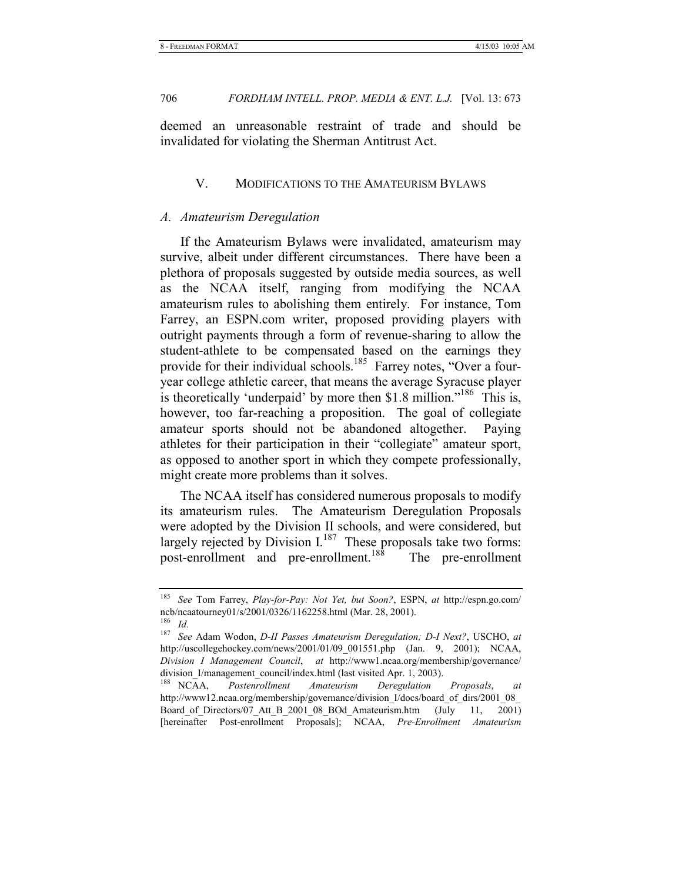deemed an unreasonable restraint of trade and should be invalidated for violating the Sherman Antitrust Act.

## V. MODIFICATIONS TO THE AMATEURISM BYLAWS

### *A. Amateurism Deregulation*

If the Amateurism Bylaws were invalidated, amateurism may survive, albeit under different circumstances. There have been a plethora of proposals suggested by outside media sources, as well as the NCAA itself, ranging from modifying the NCAA amateurism rules to abolishing them entirely. For instance, Tom Farrey, an ESPN.com writer, proposed providing players with outright payments through a form of revenue-sharing to allow the student-athlete to be compensated based on the earnings they provide for their individual schools.[185] Farrey notes, "Over a four-year college athletic career, that means the average Syracuse player is theoretically 'underpaid' by more then $1.8 million."[186] This is, however, too far-reaching a proposition. The goal of collegiate amateur sports should not be abandoned altogether. Paying athletes for their participation in their "collegiate" amateur sport, as opposed to another sport in which they compete professionally, might create more problems than it solves.

The NCAA itself has considered numerous proposals to modify its amateurism rules. The Amateurism Deregulation Proposals were adopted by the Division II schools, and were considered, but largely rejected by Division I.[187] These proposals take two forms: post-enrollment and pre-enrollment.[188] The pre-enrollment

---

[185] *See* Tom Farrey, *Play-for-Pay: Not Yet, but Soon?*, ESPN, *at* http://espn.go.com/ncb/ncaatourney01/s/2001/0326/1162258.html (Mar. 28, 2001).

[186] *Id.*

[187] *See* Adam Wodon, *D-II Passes Amateurism Deregulation; D-I Next?*, USCHO, *at* http://uscollegehockey.com/news/2001/01/09_001551.php (Jan. 9, 2001); NCAA, *Division I Management Council*, *at* http://www1.ncaa.org/membership/governance/division_I/management_council/index.html (last visited Apr. 1, 2003).

[188] NCAA, *Postenrollment Amateurism Deregulation Proposals*, *at* http://www12.ncaa.org/membership/governance/division_I/docs/board_of_dirs/2001_08_Board_of_Directors/07_Att_B_2001_08_BOd_Amateurism.htm (July 11, 2001) [hereinafter Post-enrollment Proposals]; NCAA, *Pre-Enrollment Amateurism*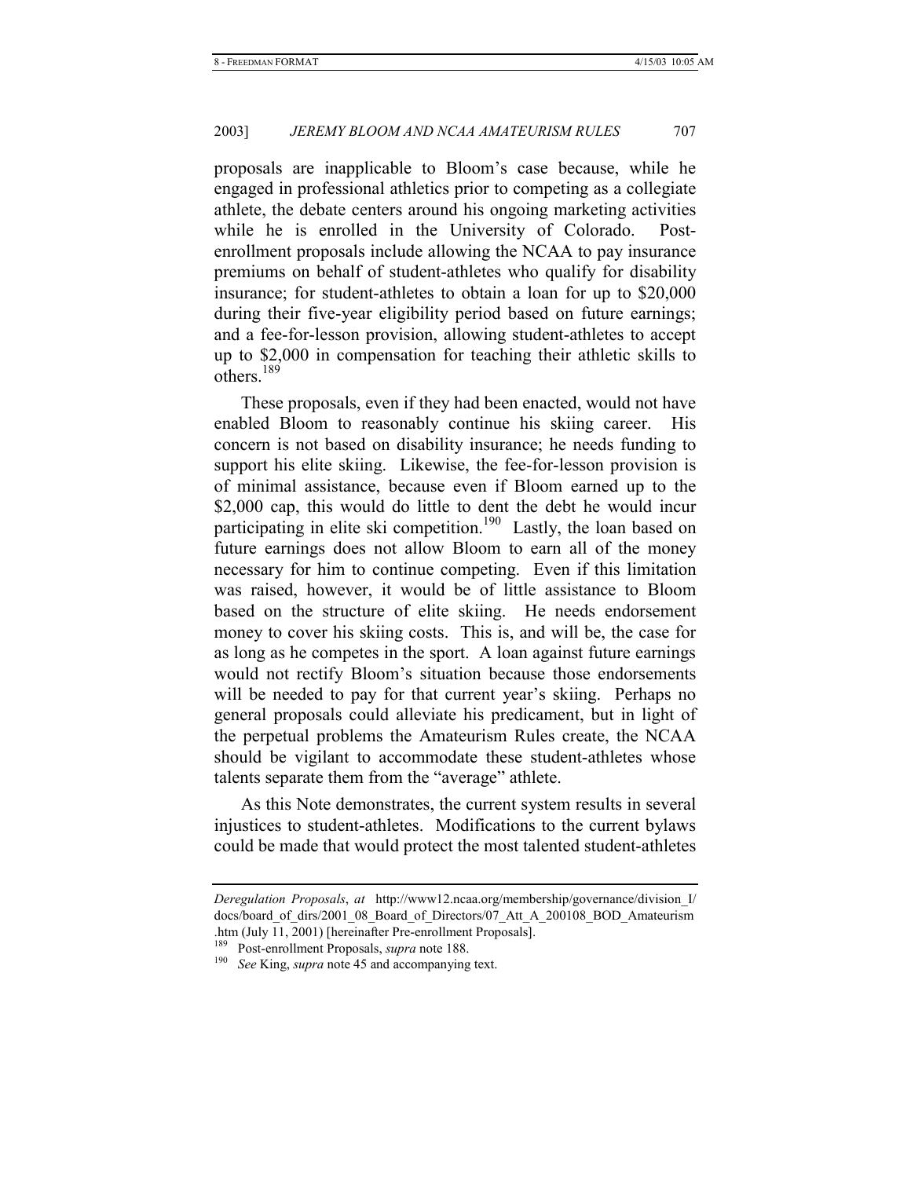proposals are inapplicable to Bloom's case because, while he engaged in professional athletics prior to competing as a collegiate athlete, the debate centers around his ongoing marketing activities while he is enrolled in the University of Colorado. Post-enrollment proposals include allowing the NCAA to pay insurance premiums on behalf of student-athletes who qualify for disability insurance; for student-athletes to obtain a loan for up to $20,000 during their five-year eligibility period based on future earnings; and a fee-for-lesson provision, allowing student-athletes to accept up to $2,000 in compensation for teaching their athletic skills to others.[189]

These proposals, even if they had been enacted, would not have enabled Bloom to reasonably continue his skiing career. His concern is not based on disability insurance; he needs funding to support his elite skiing. Likewise, the fee-for-lesson provision is of minimal assistance, because even if Bloom earned up to the $2,000 cap, this would do little to dent the debt he would incur participating in elite ski competition.[190] Lastly, the loan based on future earnings does not allow Bloom to earn all of the money necessary for him to continue competing. Even if this limitation was raised, however, it would be of little assistance to Bloom based on the structure of elite skiing. He needs endorsement money to cover his skiing costs. This is, and will be, the case for as long as he competes in the sport. A loan against future earnings would not rectify Bloom's situation because those endorsements will be needed to pay for that current year's skiing. Perhaps no general proposals could alleviate his predicament, but in light of the perpetual problems the Amateurism Rules create, the NCAA should be vigilant to accommodate these student-athletes whose talents separate them from the "average" athlete.

As this Note demonstrates, the current system results in several injustices to student-athletes. Modifications to the current bylaws could be made that would protect the most talented student-athletes

---

*Deregulation Proposals*, *at* http://www12.ncaa.org/membership/governance/division_I/docs/board_of_dirs/2001_08_Board_of_Directors/07_Att_A_200108_BOD_Amateurism.htm (July 11, 2001) [hereinafter Pre-enrollment Proposals].

[189] Post-enrollment Proposals, *supra* note 188.

[190] *See* King, *supra* note 45 and accompanying text.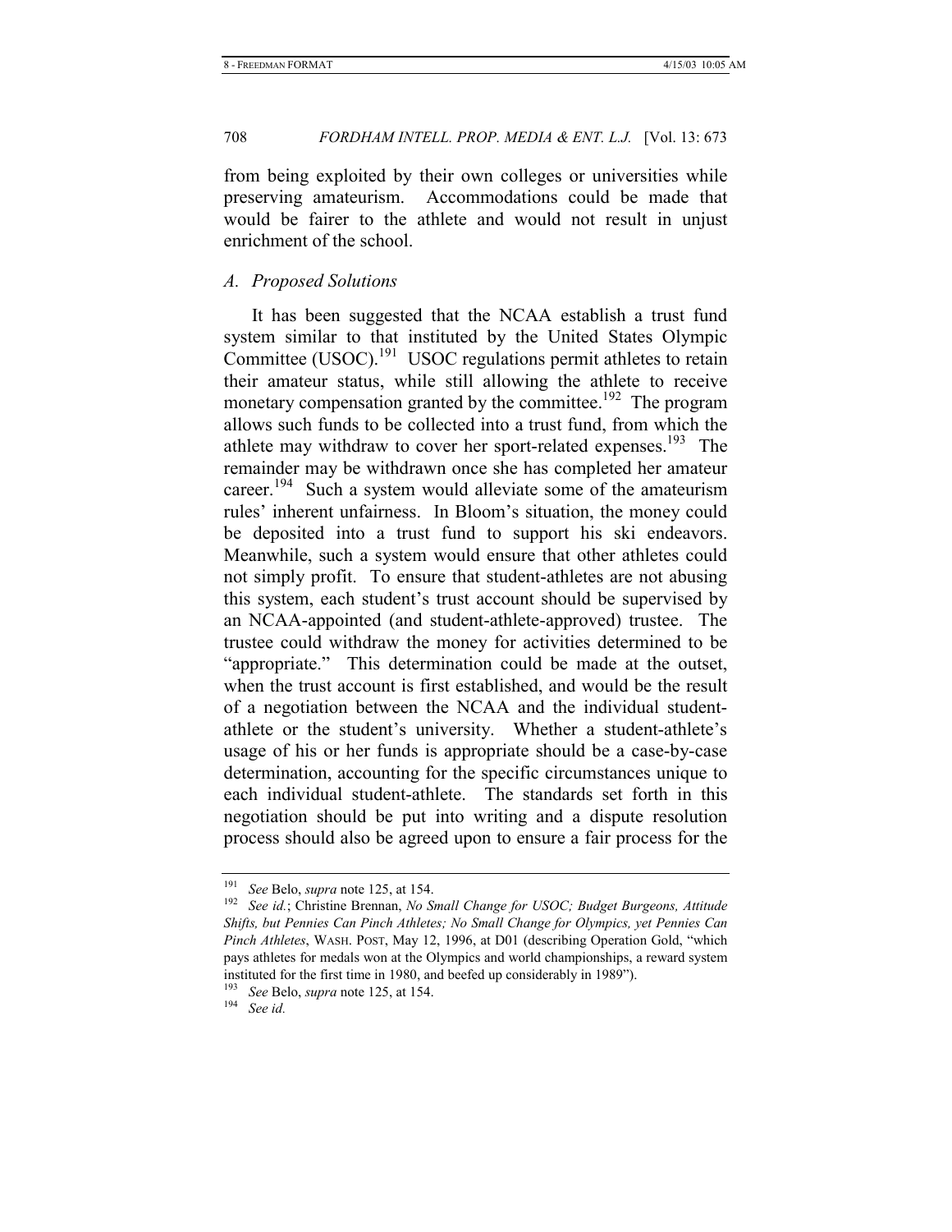from being exploited by their own colleges or universities while preserving amateurism. Accommodations could be made that would be fairer to the athlete and would not result in unjust enrichment of the school.

### *A. Proposed Solutions*

It has been suggested that the NCAA establish a trust fund system similar to that instituted by the United States Olympic Committee (USOC).[191] USOC regulations permit athletes to retain their amateur status, while still allowing the athlete to receive monetary compensation granted by the committee.[192] The program allows such funds to be collected into a trust fund, from which the athlete may withdraw to cover her sport-related expenses.[193] The remainder may be withdrawn once she has completed her amateur career.[194] Such a system would alleviate some of the amateurism rules' inherent unfairness. In Bloom's situation, the money could be deposited into a trust fund to support his ski endeavors. Meanwhile, such a system would ensure that other athletes could not simply profit. To ensure that student-athletes are not abusing this system, each student's trust account should be supervised by an NCAA-appointed (and student-athlete-approved) trustee. The trustee could withdraw the money for activities determined to be "appropriate." This determination could be made at the outset, when the trust account is first established, and would be the result of a negotiation between the NCAA and the individual student-athlete or the student's university. Whether a student-athlete's usage of his or her funds is appropriate should be a case-by-case determination, accounting for the specific circumstances unique to each individual student-athlete. The standards set forth in this negotiation should be put into writing and a dispute resolution process should also be agreed upon to ensure a fair process for the

---

[191] *See* Belo, *supra* note 125, at 154.

[192] *See id.*; Christine Brennan, *No Small Change for USOC; Budget Burgeons, Attitude Shifts, but Pennies Can Pinch Athletes; No Small Change for Olympics, yet Pennies Can Pinch Athletes*, WASH. POST, May 12, 1996, at D01 (describing Operation Gold, "which pays athletes for medals won at the Olympics and world championships, a reward system instituted for the first time in 1980, and beefed up considerably in 1989").

[193] *See* Belo, *supra* note 125, at 154.

[194] *See id.*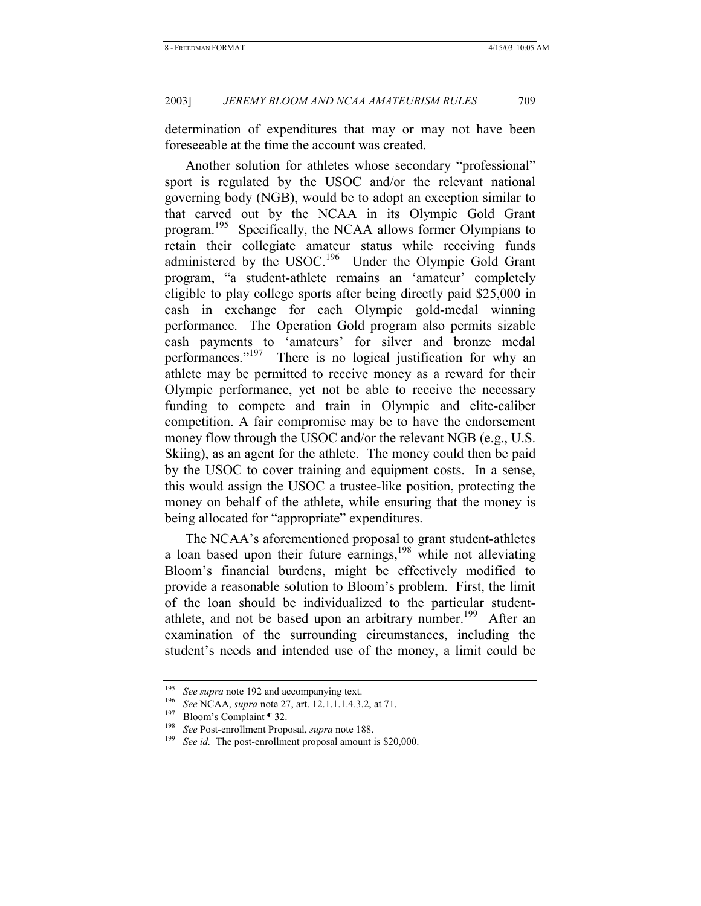determination of expenditures that may or may not have been foreseeable at the time the account was created.

Another solution for athletes whose secondary "professional" sport is regulated by the USOC and/or the relevant national governing body (NGB), would be to adopt an exception similar to that carved out by the NCAA in its Olympic Gold Grant program.[195] Specifically, the NCAA allows former Olympians to retain their collegiate amateur status while receiving funds administered by the USOC.[196] Under the Olympic Gold Grant program, "a student-athlete remains an 'amateur' completely eligible to play college sports after being directly paid $25,000 in cash in exchange for each Olympic gold-medal winning performance. The Operation Gold program also permits sizable cash payments to 'amateurs' for silver and bronze medal performances."[197] There is no logical justification for why an athlete may be permitted to receive money as a reward for their Olympic performance, yet not be able to receive the necessary funding to compete and train in Olympic and elite-caliber competition. A fair compromise may be to have the endorsement money flow through the USOC and/or the relevant NGB (e.g., U.S. Skiing), as an agent for the athlete. The money could then be paid by the USOC to cover training and equipment costs. In a sense, this would assign the USOC a trustee-like position, protecting the money on behalf of the athlete, while ensuring that the money is being allocated for "appropriate" expenditures.

The NCAA's aforementioned proposal to grant student-athletes a loan based upon their future earnings,[198] while not alleviating Bloom's financial burdens, might be effectively modified to provide a reasonable solution to Bloom's problem. First, the limit of the loan should be individualized to the particular student-athlete, and not be based upon an arbitrary number.[199] After an examination of the surrounding circumstances, including the student's needs and intended use of the money, a limit could be

---

[195] *See supra* note 192 and accompanying text.

[196] *See* NCAA, *supra* note 27, art. 12.1.1.1.4.3.2, at 71.

[197] Bloom's Complaint ¶ 32.

[198] *See* Post-enrollment Proposal, *supra* note 188.

[199] *See id.* The post-enrollment proposal amount is $20,000.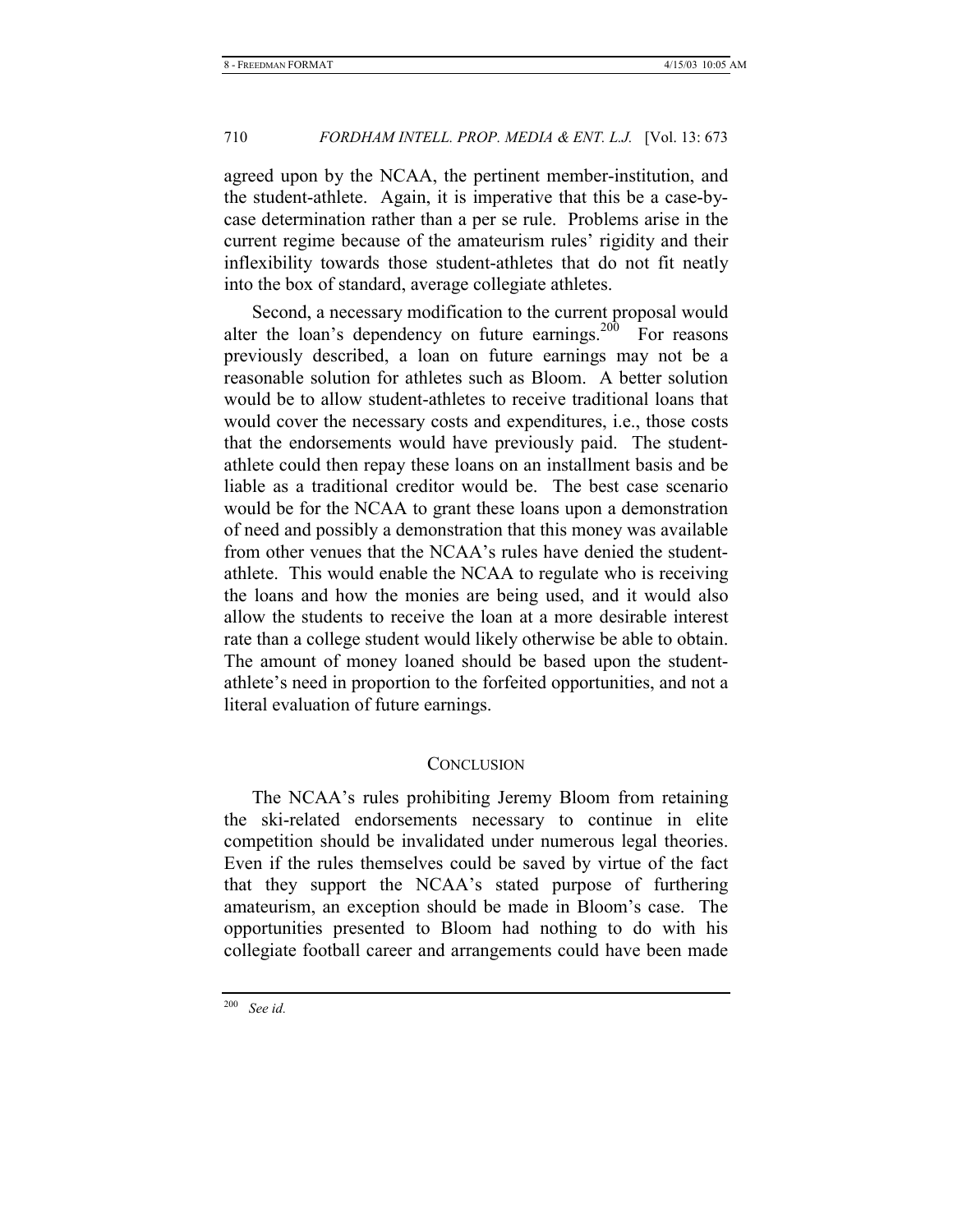agreed upon by the NCAA, the pertinent member-institution, and the student-athlete. Again, it is imperative that this be a case-by-case determination rather than a per se rule. Problems arise in the current regime because of the amateurism rules' rigidity and their inflexibility towards those student-athletes that do not fit neatly into the box of standard, average collegiate athletes.

Second, a necessary modification to the current proposal would alter the loan's dependency on future earnings.[200] For reasons previously described, a loan on future earnings may not be a reasonable solution for athletes such as Bloom. A better solution would be to allow student-athletes to receive traditional loans that would cover the necessary costs and expenditures, i.e., those costs that the endorsements would have previously paid. The student-athlete could then repay these loans on an installment basis and be liable as a traditional creditor would be. The best case scenario would be for the NCAA to grant these loans upon a demonstration of need and possibly a demonstration that this money was available from other venues that the NCAA's rules have denied the student-athlete. This would enable the NCAA to regulate who is receiving the loans and how the monies are being used, and it would also allow the students to receive the loan at a more desirable interest rate than a college student would likely otherwise be able to obtain. The amount of money loaned should be based upon the student-athlete's need in proportion to the forfeited opportunities, and not a literal evaluation of future earnings.

## CONCLUSION

The NCAA's rules prohibiting Jeremy Bloom from retaining the ski-related endorsements necessary to continue in elite competition should be invalidated under numerous legal theories. Even if the rules themselves could be saved by virtue of the fact that they support the NCAA's stated purpose of furthering amateurism, an exception should be made in Bloom's case. The opportunities presented to Bloom had nothing to do with his collegiate football career and arrangements could have been made

---

[200] *See id.*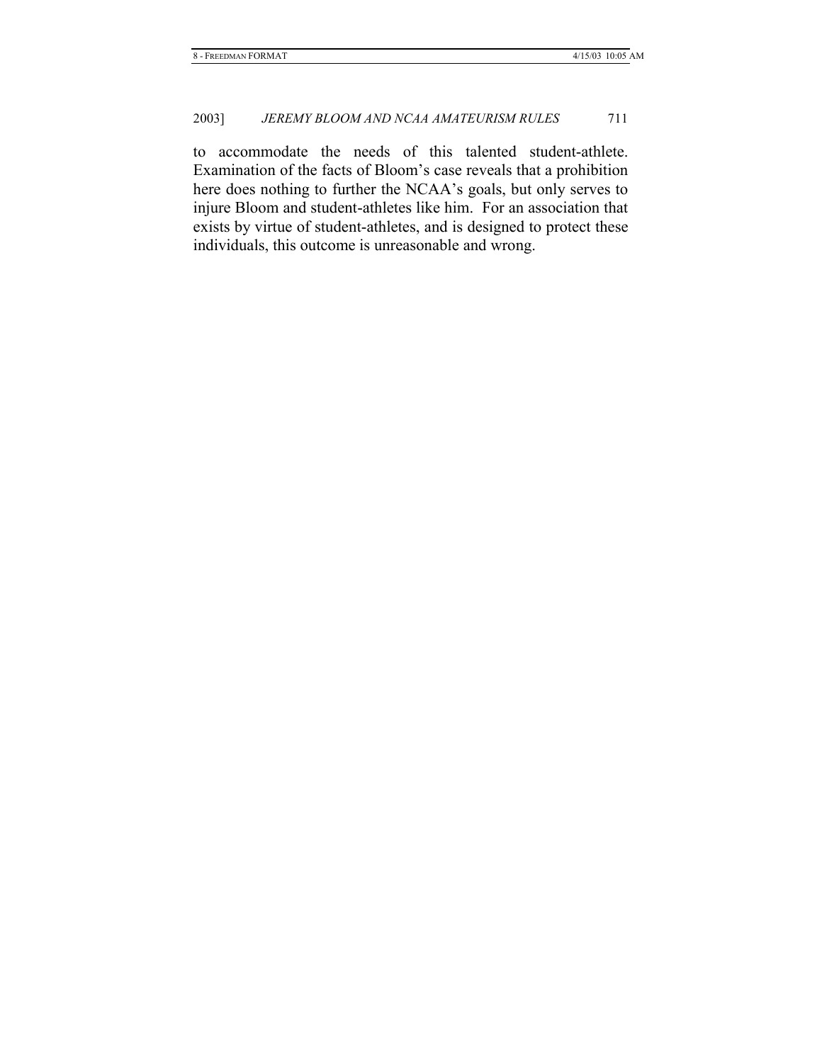to accommodate the needs of this talented student-athlete. Examination of the facts of Bloom's case reveals that a prohibition here does nothing to further the NCAA's goals, but only serves to injure Bloom and student-athletes like him. For an association that exists by virtue of student-athletes, and is designed to protect these individuals, this outcome is unreasonable and wrong.